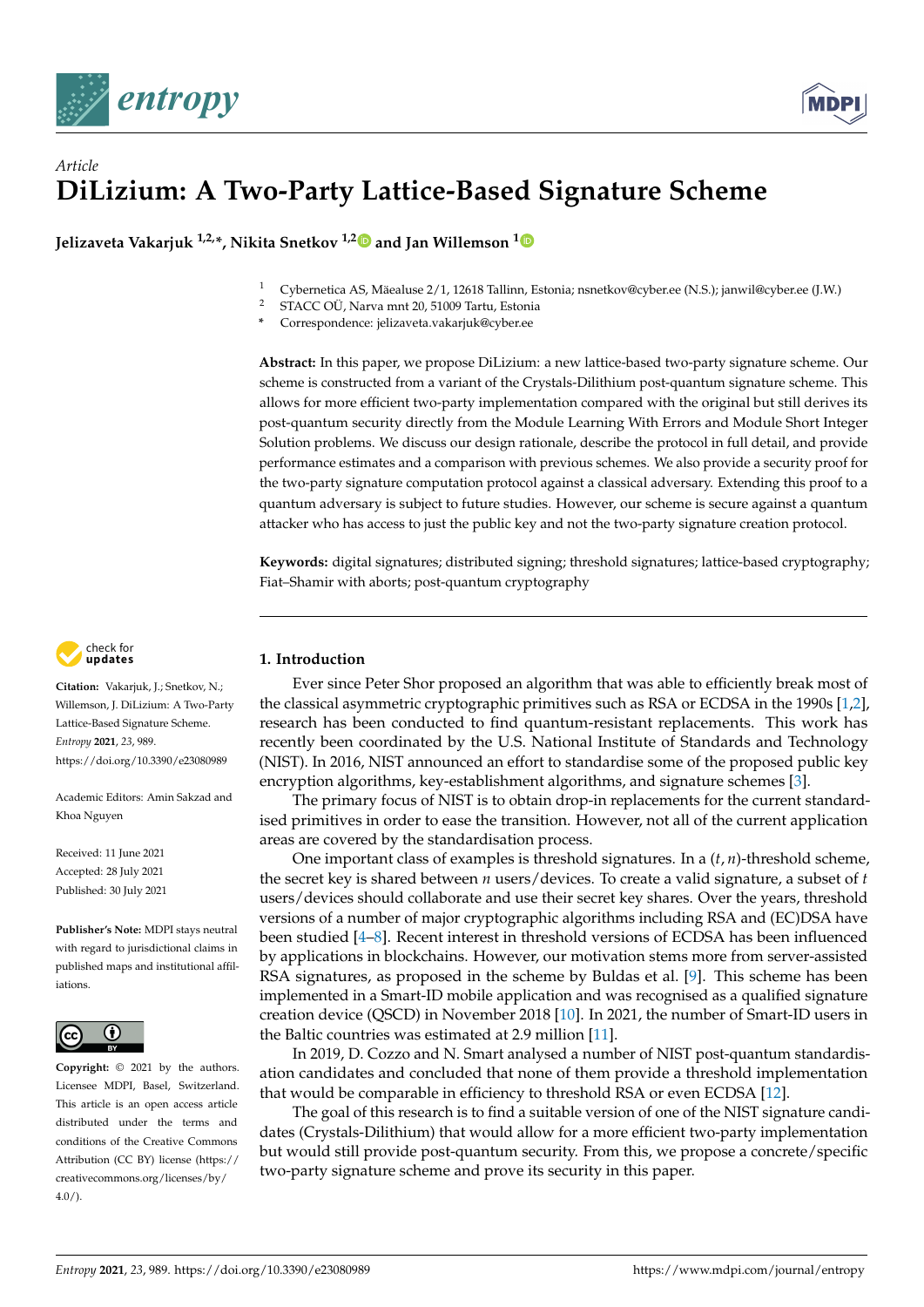*Article*

# DiLizium: A Two-Party Lattice-Based Signature Scheme

**Jelizaveta Vakarjuk [1,2,*], Nikita Snetkov [1,2] and Jan Willemson [1]**

[1] Cybernetica AS, Mäealuse 2/1, 12618 Tallinn, Estonia; nsnetkov@cyber.ee (N.S.); janwil@cyber.ee (J.W.)
[2] STACC OÜ, Narva mnt 20, 51009 Tartu, Estonia
[*] Correspondence: jelizaveta.vakarjuk@cyber.ee

**Abstract:** In this paper, we propose DiLizium: a new lattice-based two-party signature scheme. Our scheme is constructed from a variant of the Crystals-Dilithium post-quantum signature scheme. This allows for more efficient two-party implementation compared with the original but still derives its post-quantum security directly from the Module Learning With Errors and Module Short Integer Solution problems. We discuss our design rationale, describe the protocol in full detail, and provide performance estimates and a comparison with previous schemes. We also provide a security proof for the two-party signature computation protocol against a classical adversary. Extending this proof to a quantum adversary is subject to future studies. However, our scheme is secure against a quantum attacker who has access to just the public key and not the two-party signature creation protocol.

**Keywords:** digital signatures; distributed signing; threshold signatures; lattice-based cryptography; Fiat–Shamir with aborts; post-quantum cryptography

**Citation:** Vakarjuk, J.; Snetkov, N.; Willemson, J. DiLizium: A Two-Party Lattice-Based Signature Scheme. *Entropy* **2021**, *23*, 989. https://doi.org/10.3390/e23080989

Academic Editors: Amin Sakzad and Khoa Nguyen

Received: 11 June 2021
Accepted: 28 July 2021
Published: 30 July 2021

**Publisher's Note:** MDPI stays neutral with regard to jurisdictional claims in published maps and institutional affiliations.

**Copyright:** © 2021 by the authors. Licensee MDPI, Basel, Switzerland. This article is an open access article distributed under the terms and conditions of the Creative Commons Attribution (CC BY) license (https://creativecommons.org/licenses/by/4.0/).

## 1. Introduction

Ever since Peter Shor proposed an algorithm that was able to efficiently break most of the classical asymmetric cryptographic primitives such as RSA or ECDSA in the 1990s [1,2], research has been conducted to find quantum-resistant replacements. This work has recently been coordinated by the U.S. National Institute of Standards and Technology (NIST). In 2016, NIST announced an effort to standardise some of the proposed public key encryption algorithms, key-establishment algorithms, and signature schemes [3].

The primary focus of NIST is to obtain drop-in replacements for the current standardised primitives in order to ease the transition. However, not all of the current application areas are covered by the standardisation process.

One important class of examples is threshold signatures. In a $(t, n)$-threshold scheme, the secret key is shared between $n$ users/devices. To create a valid signature, a subset of $t$ users/devices should collaborate and use their secret key shares. Over the years, threshold versions of a number of major cryptographic algorithms including RSA and (EC)DSA have been studied [4–8]. Recent interest in threshold versions of ECDSA has been influenced by applications in blockchains. However, our motivation stems more from server-assisted RSA signatures, as proposed in the scheme by Buldas et al. [9]. This scheme has been implemented in a Smart-ID mobile application and was recognised as a qualified signature creation device (QSCD) in November 2018 [10]. In 2021, the number of Smart-ID users in the Baltic countries was estimated at 2.9 million [11].

In 2019, D. Cozzo and N. Smart analysed a number of NIST post-quantum standardisation candidates and concluded that none of them provide a threshold implementation that would be comparable in efficiency to threshold RSA or even ECDSA [12].

The goal of this research is to find a suitable version of one of the NIST signature candidates (Crystals-Dilithium) that would allow for a more efficient two-party implementation but would still provide post-quantum security. From this, we propose a concrete/specific two-party signature scheme and prove its security in this paper.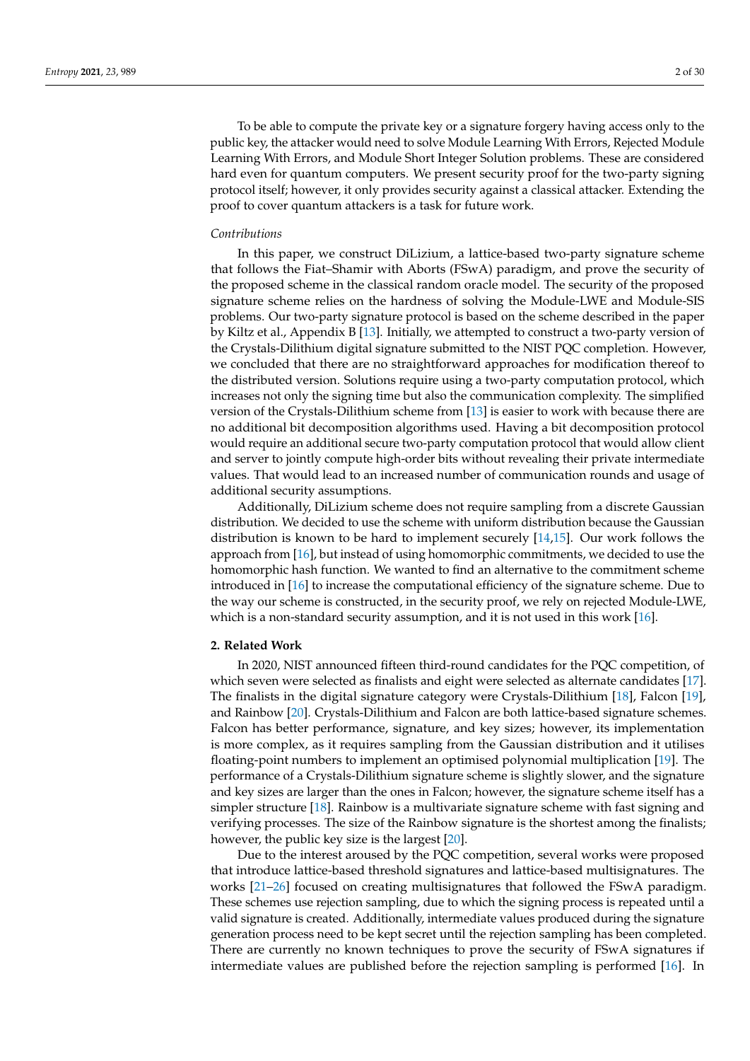To be able to compute the private key or a signature forgery having access only to the public key, the attacker would need to solve Module Learning With Errors, Rejected Module Learning With Errors, and Module Short Integer Solution problems. These are considered hard even for quantum computers. We present security proof for the two-party signing protocol itself; however, it only provides security against a classical attacker. Extending the proof to cover quantum attackers is a task for future work.

*Contributions*

In this paper, we construct DiLizium, a lattice-based two-party signature scheme that follows the Fiat–Shamir with Aborts (FSwA) paradigm, and prove the security of the proposed scheme in the classical random oracle model. The security of the proposed signature scheme relies on the hardness of solving the Module-LWE and Module-SIS problems. Our two-party signature protocol is based on the scheme described in the paper by Kiltz et al., Appendix B [13]. Initially, we attempted to construct a two-party version of the Crystals-Dilithium digital signature submitted to the NIST PQC completion. However, we concluded that there are no straightforward approaches for modification thereof to the distributed version. Solutions require using a two-party computation protocol, which increases not only the signing time but also the communication complexity. The simplified version of the Crystals-Dilithium scheme from [13] is easier to work with because there are no additional bit decomposition algorithms used. Having a bit decomposition protocol would require an additional secure two-party computation protocol that would allow client and server to jointly compute high-order bits without revealing their private intermediate values. That would lead to an increased number of communication rounds and usage of additional security assumptions.

Additionally, DiLizium scheme does not require sampling from a discrete Gaussian distribution. We decided to use the scheme with uniform distribution because the Gaussian distribution is known to be hard to implement securely [14,15]. Our work follows the approach from [16], but instead of using homomorphic commitments, we decided to use the homomorphic hash function. We wanted to find an alternative to the commitment scheme introduced in [16] to increase the computational efficiency of the signature scheme. Due to the way our scheme is constructed, in the security proof, we rely on rejected Module-LWE, which is a non-standard security assumption, and it is not used in this work [16].

## 2. Related Work

In 2020, NIST announced fifteen third-round candidates for the PQC competition, of which seven were selected as finalists and eight were selected as alternate candidates [17]. The finalists in the digital signature category were Crystals-Dilithium [18], Falcon [19], and Rainbow [20]. Crystals-Dilithium and Falcon are both lattice-based signature schemes. Falcon has better performance, signature, and key sizes; however, its implementation is more complex, as it requires sampling from the Gaussian distribution and it utilises floating-point numbers to implement an optimised polynomial multiplication [19]. The performance of a Crystals-Dilithium signature scheme is slightly slower, and the signature and key sizes are larger than the ones in Falcon; however, the signature scheme itself has a simpler structure [18]. Rainbow is a multivariate signature scheme with fast signing and verifying processes. The size of the Rainbow signature is the shortest among the finalists; however, the public key size is the largest [20].

Due to the interest aroused by the PQC competition, several works were proposed that introduce lattice-based threshold signatures and lattice-based multisignatures. The works [21–26] focused on creating multisignatures that followed the FSwA paradigm. These schemes use rejection sampling, due to which the signing process is repeated until a valid signature is created. Additionally, intermediate values produced during the signature generation process need to be kept secret until the rejection sampling has been completed. There are currently no known techniques to prove the security of FSwA signatures if intermediate values are published before the rejection sampling is performed [16]. In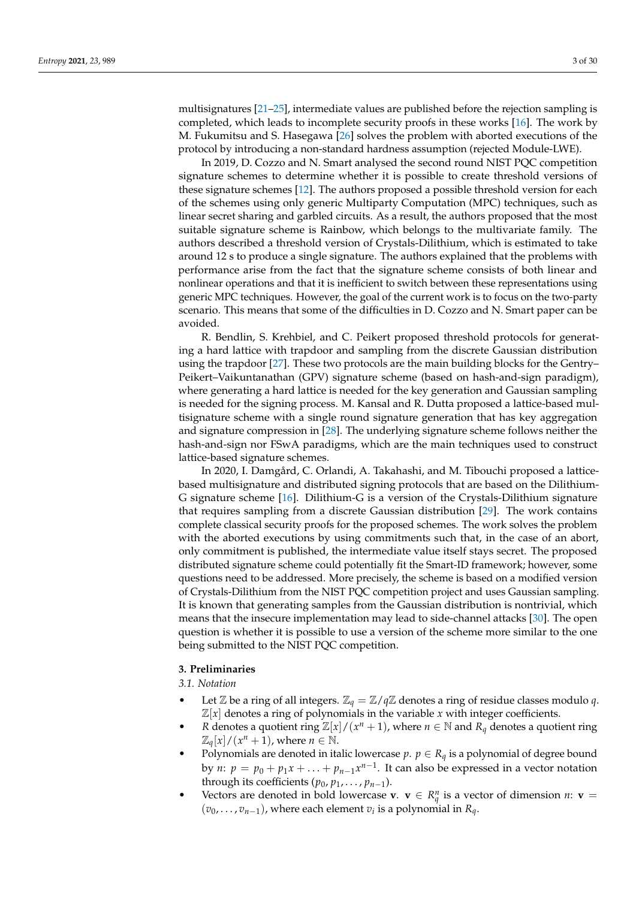multisignatures [21–25], intermediate values are published before the rejection sampling is completed, which leads to incomplete security proofs in these works [16]. The work by M. Fukumitsu and S. Hasegawa [26] solves the problem with aborted executions of the protocol by introducing a non-standard hardness assumption (rejected Module-LWE).

In 2019, D. Cozzo and N. Smart analysed the second round NIST PQC competition signature schemes to determine whether it is possible to create threshold versions of these signature schemes [12]. The authors proposed a possible threshold version for each of the schemes using only generic Multiparty Computation (MPC) techniques, such as linear secret sharing and garbled circuits. As a result, the authors proposed that the most suitable signature scheme is Rainbow, which belongs to the multivariate family. The authors described a threshold version of Crystals-Dilithium, which is estimated to take around 12 s to produce a single signature. The authors explained that the problems with performance arise from the fact that the signature scheme consists of both linear and nonlinear operations and that it is inefficient to switch between these representations using generic MPC techniques. However, the goal of the current work is to focus on the two-party scenario. This means that some of the difficulties in D. Cozzo and N. Smart paper can be avoided.

R. Bendlin, S. Krehbiel, and C. Peikert proposed threshold protocols for generating a hard lattice with trapdoor and sampling from the discrete Gaussian distribution using the trapdoor [27]. These two protocols are the main building blocks for the Gentry–Peikert–Vaikuntanathan (GPV) signature scheme (based on hash-and-sign paradigm), where generating a hard lattice is needed for the key generation and Gaussian sampling is needed for the signing process. M. Kansal and R. Dutta proposed a lattice-based multisignature scheme with a single round signature generation that has key aggregation and signature compression in [28]. The underlying signature scheme follows neither the hash-and-sign nor FSwA paradigms, which are the main techniques used to construct lattice-based signature schemes.

In 2020, I. Damgård, C. Orlandi, A. Takahashi, and M. Tibouchi proposed a lattice-based multisignature and distributed signing protocols that are based on the Dilithium-G signature scheme [16]. Dilithium-G is a version of the Crystals-Dilithium signature that requires sampling from a discrete Gaussian distribution [29]. The work contains complete classical security proofs for the proposed schemes. The work solves the problem with the aborted executions by using commitments such that, in the case of an abort, only commitment is published, the intermediate value itself stays secret. The proposed distributed signature scheme could potentially fit the Smart-ID framework; however, some questions need to be addressed. More precisely, the scheme is based on a modified version of Crystals-Dilithium from the NIST PQC competition project and uses Gaussian sampling. It is known that generating samples from the Gaussian distribution is nontrivial, which means that the insecure implementation may lead to side-channel attacks [30]. The open question is whether it is possible to use a version of the scheme more similar to the one being submitted to the NIST PQC competition.

## 3. Preliminaries

### 3.1. Notation

- Let $\mathbb{Z}$ be a ring of all integers. $\mathbb{Z}_q = \mathbb{Z}/q\mathbb{Z}$ denotes a ring of residue classes modulo $q$. $\mathbb{Z}[x]$ denotes a ring of polynomials in the variable $x$ with integer coefficients.
- $R$ denotes a quotient ring $\mathbb{Z}[x]/(x^n + 1)$, where $n \in \mathbb{N}$ and $R_q$ denotes a quotient ring $\mathbb{Z}_q[x]/(x^n + 1)$, where $n \in \mathbb{N}$.
- Polynomials are denoted in italic lowercase $p$. $p \in R_q$ is a polynomial of degree bound by $n$: $p = p_0 + p_1 x + \ldots + p_{n-1}x^{n-1}$. It can also be expressed in a vector notation through its coefficients $(p_0, p_1, \ldots, p_{n-1})$.
- Vectors are denoted in bold lowercase $\mathbf{v}$. $\mathbf{v} \in R_q^n$ is a vector of dimension $n$: $\mathbf{v} = (v_0, \ldots, v_{n-1})$, where each element $v_i$ is a polynomial in $R_q$.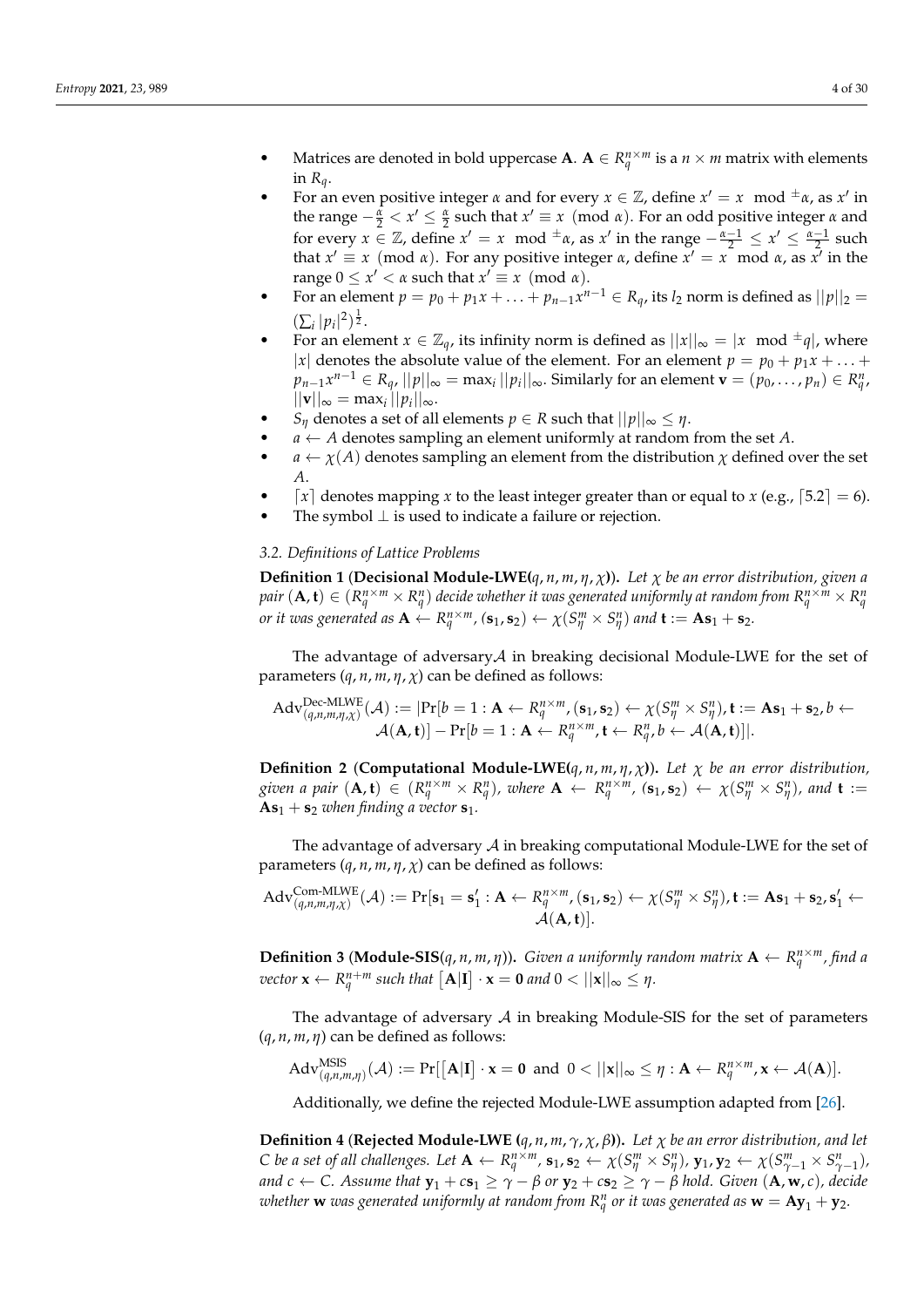- Matrices are denoted in bold uppercase $\mathbf{A}$. $\mathbf{A} \in R_q^{n\times m}$ is a $n \times m$ matrix with elements in $R_q$.
- For an even positive integer $\alpha$ and for every $x \in \mathbb{Z}$, define $x' = x \mod {}^{\pm}\alpha$, as $x'$ in the range $-\frac{\alpha}{2} < x' \leq \frac{\alpha}{2}$ such that $x' \equiv x \pmod{\alpha}$. For an odd positive integer $\alpha$ and for every $x \in \mathbb{Z}$, define $x' = x \mod {}^{\pm}\alpha$, as $x'$ in the range $-\frac{\alpha-1}{2} \leq x' \leq \frac{\alpha-1}{2}$ such that $x' \equiv x \pmod{\alpha}$. For any positive integer $\alpha$, define $x' = x \mod \alpha$, as $x'$ in the range $0 \leq x' < \alpha$ such that $x' \equiv x \pmod{\alpha}$.
- For an element $p = p_0 + p_1 x + \ldots + p_{n-1}x^{n-1} \in R_q$, its $l_2$ norm is defined as $||p||_2 = (\sum_i |p_i|^2)^{\frac{1}{2}}$.
- For an element $x \in \mathbb{Z}_q$, its infinity norm is defined as $||x||_\infty = |x \mod {}^{\pm}q|$, where $|x|$ denotes the absolute value of the element. For an element $p = p_0 + p_1 x + \ldots + p_{n-1}x^{n-1} \in R_q$, $||p||_\infty = \max_i ||p_i||_\infty$. Similarly for an element $\mathbf{v} = (p_0, \ldots, p_n) \in R_q^n$, $||\mathbf{v}||_\infty = \max_i ||p_i||_\infty$.
- $S_\eta$ denotes a set of all elements $p \in R$ such that $||p||_\infty \leq \eta$.
- $a \leftarrow A$ denotes sampling an element uniformly at random from the set $A$.
- $a \leftarrow \chi(A)$ denotes sampling an element from the distribution $\chi$ defined over the set $A$.
- $\lceil x \rceil$ denotes mapping $x$ to the least integer greater than or equal to $x$ (e.g., $\lceil 5.2 \rceil = 6$).
- The symbol $\perp$ is used to indicate a failure or rejection.

### 3.2. Definitions of Lattice Problems

**Definition 1** (**Decisional Module-LWE($q, n, m, \eta, \chi$)**). *Let $\chi$ be an error distribution, given a pair $(\mathbf{A}, \mathbf{t}) \in (R_q^{n\times m} \times R_q^n)$ decide whether it was generated uniformly at random from $R_q^{n\times m} \times R_q^n$ or it was generated as $\mathbf{A} \leftarrow R_q^{n\times m}$, $(\mathbf{s}_1, \mathbf{s}_2) \leftarrow \chi(S_\eta^m \times S_\eta^n)$ and $\mathbf{t} := \mathbf{A}\mathbf{s}_1 + \mathbf{s}_2$.*

The advantage of adversary$\mathcal{A}$ in breaking decisional Module-LWE for the set of parameters $(q, n, m, \eta, \chi)$ can be defined as follows:

$$\mathrm{Adv}^{\text{Dec-MLWE}}_{(q,n,m,\eta,\chi)}(\mathcal{A}) := |\Pr[b = 1 : \mathbf{A} \leftarrow R_q^{n\times m}, (\mathbf{s}_1, \mathbf{s}_2) \leftarrow \chi(S_\eta^m \times S_\eta^n), \mathbf{t} := \mathbf{A}\mathbf{s}_1 + \mathbf{s}_2, b \leftarrow \mathcal{A}(\mathbf{A}, \mathbf{t})] - \Pr[b = 1 : \mathbf{A} \leftarrow R_q^{n\times m}, \mathbf{t} \leftarrow R_q^n, b \leftarrow \mathcal{A}(\mathbf{A}, \mathbf{t})]|.$$

**Definition 2** (**Computational Module-LWE($q, n, m, \eta, \chi$)**). *Let $\chi$ be an error distribution, given a pair $(\mathbf{A}, \mathbf{t}) \in (R_q^{n\times m} \times R_q^n)$, where $\mathbf{A} \leftarrow R_q^{n\times m}$, $(\mathbf{s}_1, \mathbf{s}_2) \leftarrow \chi(S_\eta^m \times S_\eta^n)$, and $\mathbf{t} := \mathbf{A}\mathbf{s}_1 + \mathbf{s}_2$ when finding a vector $\mathbf{s}_1$.*

The advantage of adversary $\mathcal{A}$ in breaking computational Module-LWE for the set of parameters $(q, n, m, \eta, \chi)$ can be defined as follows:

$$\mathrm{Adv}^{\text{Com-MLWE}}_{(q,n,m,\eta,\chi)}(\mathcal{A}) := \Pr[\mathbf{s}_1 = \mathbf{s}_1' : \mathbf{A} \leftarrow R_q^{n\times m}, (\mathbf{s}_1, \mathbf{s}_2) \leftarrow \chi(S_\eta^m \times S_\eta^n), \mathbf{t} := \mathbf{A}\mathbf{s}_1 + \mathbf{s}_2, \mathbf{s}_1' \leftarrow \mathcal{A}(\mathbf{A}, \mathbf{t})].$$

**Definition 3** (**Module-SIS($q, n, m, \eta$)**). *Given a uniformly random matrix $\mathbf{A} \leftarrow R_q^{n\times m}$, find a vector $\mathbf{x} \leftarrow R_q^{n+m}$ such that $\left[\mathbf{A}|\mathbf{I}\right] \cdot \mathbf{x} = \mathbf{0}$ and $0 < ||\mathbf{x}||_\infty \leq \eta$.*

The advantage of adversary $\mathcal{A}$ in breaking Module-SIS for the set of parameters $(q, n, m, \eta)$ can be defined as follows:

$$\mathrm{Adv}^{\text{MSIS}}_{(q,n,m,\eta)}(\mathcal{A}) := \Pr[\left[\mathbf{A}|\mathbf{I}\right] \cdot \mathbf{x} = \mathbf{0} \text{ and } 0 < ||\mathbf{x}||_\infty \leq \eta : \mathbf{A} \leftarrow R_q^{n\times m}, \mathbf{x} \leftarrow \mathcal{A}(\mathbf{A})].$$

Additionally, we define the rejected Module-LWE assumption adapted from [26].

**Definition 4** (**Rejected Module-LWE ($q, n, m, \gamma, \chi, \beta$)**). *Let $\chi$ be an error distribution, and let $C$ be a set of all challenges. Let $\mathbf{A} \leftarrow R_q^{n\times m}$, $\mathbf{s}_1, \mathbf{s}_2 \leftarrow \chi(S_\eta^m \times S_\eta^n)$, $\mathbf{y}_1, \mathbf{y}_2 \leftarrow \chi(S_{\gamma-1}^m \times S_{\gamma-1}^n)$, and $c \leftarrow C$. Assume that $\mathbf{y}_1 + c\mathbf{s}_1 \geq \gamma - \beta$ or $\mathbf{y}_2 + c\mathbf{s}_2 \geq \gamma - \beta$ hold. Given $(\mathbf{A}, \mathbf{w}, c)$, decide whether $\mathbf{w}$ was generated uniformly at random from $R_q^n$ or it was generated as $\mathbf{w} = \mathbf{A}\mathbf{y}_1 + \mathbf{y}_2$.*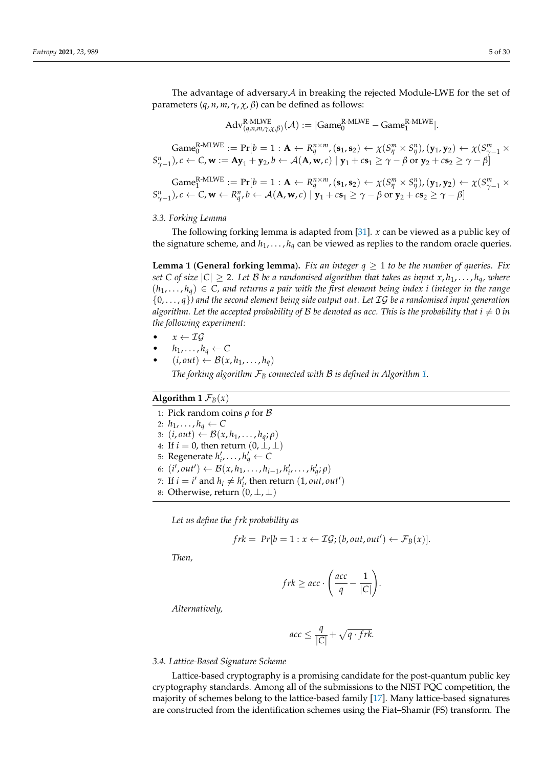The advantage of adversary$\mathcal{A}$ in breaking the rejected Module-LWE for the set of parameters $(q, n, m, \gamma, \chi, \beta)$ can be defined as follows:

$$\mathrm{Adv}^{\text{R-MLWE}}_{(q,n,m,\gamma,\chi,\beta)}(\mathcal{A}) := |\mathrm{Game}_0^{\text{R-MLWE}} - \mathrm{Game}_1^{\text{R-MLWE}}|.$$

$\mathrm{Game}_0^{\text{R-MLWE}} := \Pr[b = 1 : \mathbf{A} \leftarrow R_q^{n \times m}, (\mathbf{s}_1, \mathbf{s}_2) \leftarrow \chi(S_\eta^m \times S_\eta^n), (\mathbf{y}_1, \mathbf{y}_2) \leftarrow \chi(S_{\gamma-1}^m \times S_{\gamma-1}^n), c \leftarrow C, \mathbf{w} := \mathbf{A}\mathbf{y}_1 + \mathbf{y}_2, b \leftarrow \mathcal{A}(\mathbf{A}, \mathbf{w}, c) \mid \mathbf{y}_1 + c\mathbf{s}_1 \geq \gamma - \beta \text{ or } \mathbf{y}_2 + c\mathbf{s}_2 \geq \gamma - \beta]$

$\mathrm{Game}_1^{\text{R-MLWE}} := \Pr[b = 1 : \mathbf{A} \leftarrow R_q^{n \times m}, (\mathbf{s}_1, \mathbf{s}_2) \leftarrow \chi(S_\eta^m \times S_\eta^n), (\mathbf{y}_1, \mathbf{y}_2) \leftarrow \chi(S_{\gamma-1}^m \times S_{\gamma-1}^n), c \leftarrow C, \mathbf{w} \leftarrow R_q^n, b \leftarrow \mathcal{A}(\mathbf{A}, \mathbf{w}, c) \mid \mathbf{y}_1 + c\mathbf{s}_1 \geq \gamma - \beta \text{ or } \mathbf{y}_2 + c\mathbf{s}_2 \geq \gamma - \beta]$

### 3.3. Forking Lemma

The following forking lemma is adapted from [31]. $x$ can be viewed as a public key of the signature scheme, and $h_1, \ldots, h_q$ can be viewed as replies to the random oracle queries.

**Lemma 1** (**General forking lemma**). *Fix an integer $q \geq 1$ to be the number of queries. Fix set $C$ of size $|C| \geq 2$. Let $\mathcal{B}$ be a randomised algorithm that takes as input $x, h_1, \ldots, h_q$, where $(h_1, \ldots, h_q) \in C$, and returns a pair with the first element being index $i$ (integer in the range $\{0, \ldots, q\}$) and the second element being side output out. Let $\mathcal{IG}$ be a randomised input generation algorithm. Let the accepted probability of $\mathcal{B}$ be denoted as acc. This is the probability that $i \neq 0$ in the following experiment:*

- $x \leftarrow \mathcal{IG}$
- $h_1, \ldots, h_q \leftarrow C$
- $(i, out) \leftarrow \mathcal{B}(x, h_1, \ldots, h_q)$

*The forking algorithm $\mathcal{F}_B$ connected with $\mathcal{B}$ is defined in Algorithm 1.*

**Algorithm 1** $\mathcal{F}_B(x)$

1: Pick random coins $\rho$ for $\mathcal{B}$
2: $h_1, \ldots, h_q \leftarrow C$
3: $(i, out) \leftarrow \mathcal{B}(x, h_1, \ldots, h_q; \rho)$
4: If $i = 0$, then return $(0, \perp, \perp)$
5: Regenerate $h'_i, \ldots, h'_q \leftarrow C$
6: $(i', out') \leftarrow \mathcal{B}(x, h_1, \ldots, h_{i-1}, h'_i, \ldots, h'_q; \rho)$
7: If $i = i'$ and $h_i \neq h'_i$, then return $(1, out, out')$
8: Otherwise, return $(0, \perp, \perp)$

*Let us define the $frk$ probability as*

$$frk = Pr[b = 1 : x \leftarrow \mathcal{IG}; (b, out, out') \leftarrow \mathcal{F}_B(x)].$$

*Then,*

$$frk \geq acc \cdot \left(\frac{acc}{q} - \frac{1}{|C|}\right).$$

*Alternatively,*

$$acc \leq \frac{q}{|C|} + \sqrt{q \cdot frk}.$$

### 3.4. Lattice-Based Signature Scheme

Lattice-based cryptography is a promising candidate for the post-quantum public key cryptography standards. Among all of the submissions to the NIST PQC competition, the majority of schemes belong to the lattice-based family [17]. Many lattice-based signatures are constructed from the identification schemes using the Fiat–Shamir (FS) transform. The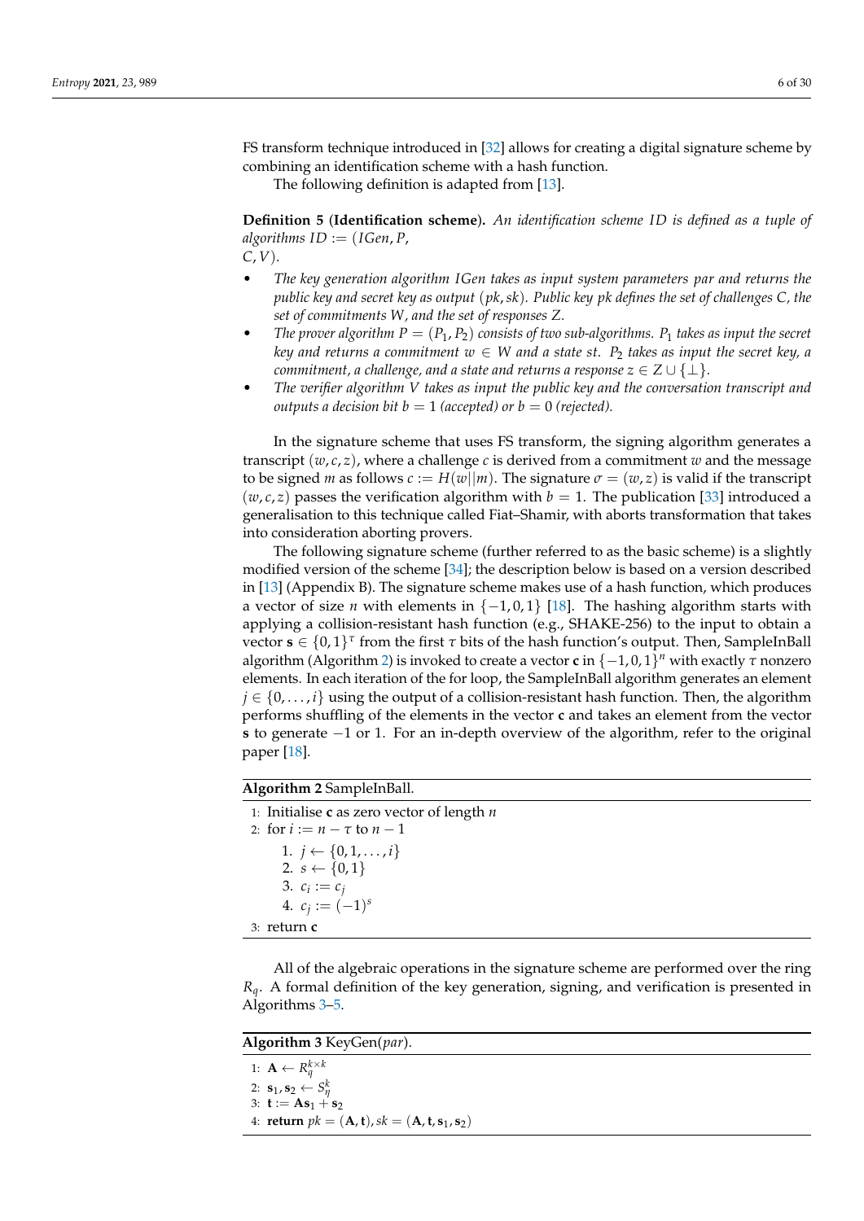FS transform technique introduced in [32] allows for creating a digital signature scheme by combining an identification scheme with a hash function.

The following definition is adapted from [13].

**Definition 5** (**Identification scheme**). *An identification scheme ID is defined as a tuple of algorithms* $ID := (IGen, P, C, V)$.

- *The key generation algorithm IGen takes as input system parameters par and returns the public key and secret key as output* $(pk, sk)$. *Public key pk defines the set of challenges C, the set of commitments W, and the set of responses Z.*
- *The prover algorithm* $P = (P_1, P_2)$ *consists of two sub-algorithms.* $P_1$ *takes as input the secret key and returns a commitment* $w \in W$ *and a state st.* $P_2$ *takes as input the secret key, a commitment, a challenge, and a state and returns a response* $z \in Z \cup \{\perp\}$.
- *The verifier algorithm V takes as input the public key and the conversation transcript and outputs a decision bit* $b = 1$ *(accepted) or* $b = 0$ *(rejected).*

In the signature scheme that uses FS transform, the signing algorithm generates a transcript $(w, c, z)$, where a challenge $c$ is derived from a commitment $w$ and the message to be signed $m$ as follows $c := H(w||m)$. The signature $\sigma = (w, z)$ is valid if the transcript $(w, c, z)$ passes the verification algorithm with $b = 1$. The publication [33] introduced a generalisation to this technique called Fiat–Shamir, with aborts transformation that takes into consideration aborting provers.

The following signature scheme (further referred to as the basic scheme) is a slightly modified version of the scheme [34]; the description below is based on a version described in [13] (Appendix B). The signature scheme makes use of a hash function, which produces a vector of size $n$ with elements in $\{-1, 0, 1\}$ [18]. The hashing algorithm starts with applying a collision-resistant hash function (e.g., SHAKE-256) to the input to obtain a vector $\mathbf{s} \in \{0, 1\}^\tau$ from the first $\tau$ bits of the hash function's output. Then, SampleInBall algorithm (Algorithm 2) is invoked to create a vector $\mathbf{c}$ in $\{-1, 0, 1\}^n$ with exactly $\tau$ nonzero elements. In each iteration of the for loop, the SampleInBall algorithm generates an element $j \in \{0, \ldots, i\}$ using the output of a collision-resistant hash function. Then, the algorithm performs shuffling of the elements in the vector $\mathbf{c}$ and takes an element from the vector $\mathbf{s}$ to generate $-1$ or 1. For an in-depth overview of the algorithm, refer to the original paper [18].

**Algorithm 2** SampleInBall.

1: Initialise $\mathbf{c}$ as zero vector of length $n$
2: for $i := n - \tau$ to $n - 1$
   1. $j \leftarrow \{0, 1, \ldots, i\}$
   2. $s \leftarrow \{0, 1\}$
   3. $c_i := c_j$
   4. $c_j := (-1)^s$
3: return $\mathbf{c}$

All of the algebraic operations in the signature scheme are performed over the ring $R_q$. A formal definition of the key generation, signing, and verification is presented in Algorithms 3–5.

**Algorithm 3** KeyGen($par$).

1: $\mathbf{A} \leftarrow R_q^{k \times k}$
2: $\mathbf{s}_1, \mathbf{s}_2 \leftarrow S_\eta^k$
3: $\mathbf{t} := \mathbf{A}\mathbf{s}_1 + \mathbf{s}_2$
4: **return** $pk = (\mathbf{A}, \mathbf{t}), sk = (\mathbf{A}, \mathbf{t}, \mathbf{s}_1, \mathbf{s}_2)$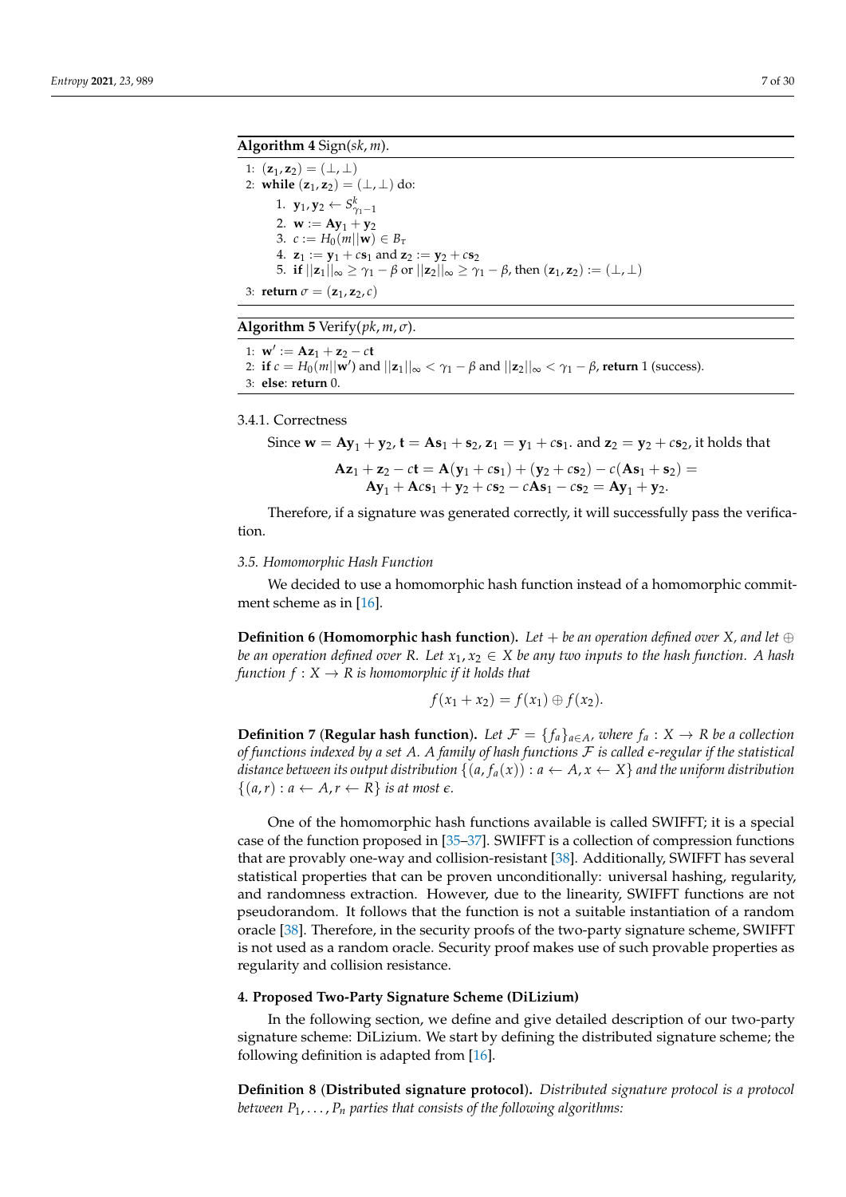**Algorithm 4** Sign$(sk, m)$.

1: $(\mathbf{z}_1, \mathbf{z}_2) = (\perp, \perp)$
2: **while** $(\mathbf{z}_1, \mathbf{z}_2) = (\perp, \perp)$ do:
   1. $\mathbf{y}_1, \mathbf{y}_2 \leftarrow S^k_{\gamma_1 - 1}$
   2. $\mathbf{w} := \mathbf{A}\mathbf{y}_1 + \mathbf{y}_2$
   3. $c := H_0(m||\mathbf{w}) \in B_\tau$
   4. $\mathbf{z}_1 := \mathbf{y}_1 + c\mathbf{s}_1$ and $\mathbf{z}_2 := \mathbf{y}_2 + c\mathbf{s}_2$
   5. **if** $||\mathbf{z}_1||_\infty \geq \gamma_1 - \beta$ or $||\mathbf{z}_2||_\infty \geq \gamma_1 - \beta$, then $(\mathbf{z}_1, \mathbf{z}_2) := (\perp, \perp)$

3: **return** $\sigma = (\mathbf{z}_1, \mathbf{z}_2, c)$

**Algorithm 5** Verify$(pk, m, \sigma)$.

1: $\mathbf{w}' := \mathbf{A}\mathbf{z}_1 + \mathbf{z}_2 - c\mathbf{t}$
2: **if** $c = H_0(m||\mathbf{w}')$ and $||\mathbf{z}_1||_\infty < \gamma_1 - \beta$ and $||\mathbf{z}_2||_\infty < \gamma_1 - \beta$, **return** 1 (success).
3: **else**: **return** 0.

3.4.1. Correctness

Since $\mathbf{w} = \mathbf{A}\mathbf{y}_1 + \mathbf{y}_2$, $\mathbf{t} = \mathbf{A}\mathbf{s}_1 + \mathbf{s}_2$, $\mathbf{z}_1 = \mathbf{y}_1 + c\mathbf{s}_1$. and $\mathbf{z}_2 = \mathbf{y}_2 + c\mathbf{s}_2$, it holds that

$$\mathbf{A}\mathbf{z}_1 + \mathbf{z}_2 - c\mathbf{t} = \mathbf{A}(\mathbf{y}_1 + c\mathbf{s}_1) + (\mathbf{y}_2 + c\mathbf{s}_2) - c(\mathbf{A}\mathbf{s}_1 + \mathbf{s}_2) =$$
$$\mathbf{A}\mathbf{y}_1 + \mathbf{A}c\mathbf{s}_1 + \mathbf{y}_2 + c\mathbf{s}_2 - c\mathbf{A}\mathbf{s}_1 - c\mathbf{s}_2 = \mathbf{A}\mathbf{y}_1 + \mathbf{y}_2.$$

Therefore, if a signature was generated correctly, it will successfully pass the verification.

*3.5. Homomorphic Hash Function*

We decided to use a homomorphic hash function instead of a homomorphic commitment scheme as in [16].

**Definition 6** (**Homomorphic hash function**)**.** *Let $+$ be an operation defined over $X$, and let $\oplus$ be an operation defined over $R$. Let $x_1, x_2 \in X$ be any two inputs to the hash function. A hash function $f : X \to R$ is homomorphic if it holds that*

$$f(x_1 + x_2) = f(x_1) \oplus f(x_2).$$

**Definition 7** (**Regular hash function**)**.** *Let $\mathcal{F} = \{f_a\}_{a \in A}$, where $f_a : X \to R$ be a collection of functions indexed by a set $A$. A family of hash functions $\mathcal{F}$ is called $\epsilon$-regular if the statistical distance between its output distribution $\{(a, f_a(x)) : a \leftarrow A, x \leftarrow X\}$ and the uniform distribution $\{(a, r) : a \leftarrow A, r \leftarrow R\}$ is at most $\epsilon$.*

One of the homomorphic hash functions available is called SWIFFT; it is a special case of the function proposed in [35–37]. SWIFFT is a collection of compression functions that are provably one-way and collision-resistant [38]. Additionally, SWIFFT has several statistical properties that can be proven unconditionally: universal hashing, regularity, and randomness extraction. However, due to the linearity, SWIFFT functions are not pseudorandom. It follows that the function is not a suitable instantiation of a random oracle [38]. Therefore, in the security proofs of the two-party signature scheme, SWIFFT is not used as a random oracle. Security proof makes use of such provable properties as regularity and collision resistance.

## 4. Proposed Two-Party Signature Scheme (DiLizium)

In the following section, we define and give detailed description of our two-party signature scheme: DiLizium. We start by defining the distributed signature scheme; the following definition is adapted from [16].

**Definition 8** (**Distributed signature protocol**)**.** *Distributed signature protocol is a protocol between $P_1, \ldots, P_n$ parties that consists of the following algorithms:*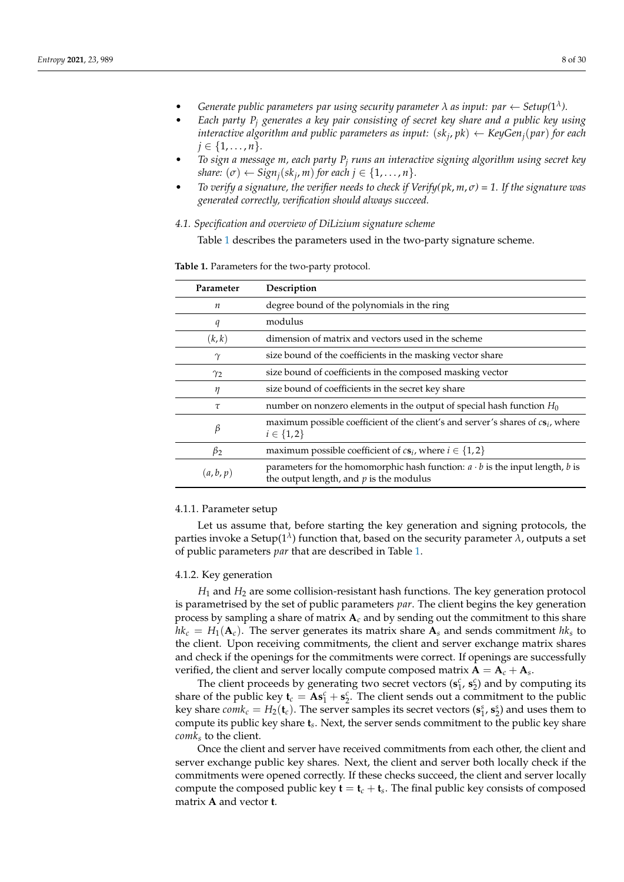- *Generate public parameters par using security parameter $\lambda$ as input: par $\leftarrow$ Setup($1^\lambda$).*
- *Each party $P_j$ generates a key pair consisting of secret key share and a public key using interactive algorithm and public parameters as input: $(sk_j, pk) \leftarrow KeyGen_j(par)$ for each $j \in \{1, \ldots, n\}$.*
- *To sign a message m, each party $P_j$ runs an interactive signing algorithm using secret key share: $(\sigma) \leftarrow Sign_j(sk_j, m)$ for each $j \in \{1, \ldots, n\}$.*
- *To verify a signature, the verifier needs to check if Verify$(pk, m, \sigma) = 1$. If the signature was generated correctly, verification should always succeed.*

### *4.1. Specification and overview of DiLizium signature scheme*

Table 1 describes the parameters used in the two-party signature scheme.

**Table 1.** Parameters for the two-party protocol.

| Parameter | Description |
|---|---|
| $n$ | degree bound of the polynomials in the ring |
| $q$ | modulus |
| $(k, k)$ | dimension of matrix and vectors used in the scheme |
| $\gamma$ | size bound of the coefficients in the masking vector share |
| $\gamma_2$ | size bound of coefficients in the composed masking vector |
| $\eta$ | size bound of coefficients in the secret key share |
| $\tau$ | number on nonzero elements in the output of special hash function $H_0$ |
| $\beta$ | maximum possible coefficient of the client's and server's shares of $c\mathbf{s}_i$, where $i \in \{1, 2\}$ |
| $\beta_2$ | maximum possible coefficient of $c\mathbf{s}_i$, where $i \in \{1, 2\}$ |
| $(a, b, p)$ | parameters for the homomorphic hash function: $a \cdot b$ is the input length, $b$ is the output length, and $p$ is the modulus |

#### 4.1.1. Parameter setup

Let us assume that, before starting the key generation and signing protocols, the parties invoke a Setup($1^\lambda$) function that, based on the security parameter $\lambda$, outputs a set of public parameters *par* that are described in Table 1.

#### 4.1.2. Key generation

$H_1$ and $H_2$ are some collision-resistant hash functions. The key generation protocol is parametrised by the set of public parameters *par*. The client begins the key generation process by sampling a share of matrix $\mathbf{A}_c$ and by sending out the commitment to this share $hk_c = H_1(\mathbf{A}_c)$. The server generates its matrix share $\mathbf{A}_s$ and sends commitment $hk_s$ to the client. Upon receiving commitments, the client and server exchange matrix shares and check if the openings for the commitments were correct. If openings are successfully verified, the client and server locally compute composed matrix $\mathbf{A} = \mathbf{A}_c + \mathbf{A}_s$.

The client proceeds by generating two secret vectors $(\mathbf{s}_1^c, \mathbf{s}_2^c)$ and by computing its share of the public key $\mathbf{t}_c = \mathbf{A}\mathbf{s}_1^c + \mathbf{s}_2^c$. The client sends out a commitment to the public key share $comk_c = H_2(\mathbf{t}_c)$. The server samples its secret vectors $(\mathbf{s}_1^s, \mathbf{s}_2^s)$ and uses them to compute its public key share $\mathbf{t}_s$. Next, the server sends commitment to the public key share $comk_s$ to the client.

Once the client and server have received commitments from each other, the client and server exchange public key shares. Next, the client and server both locally check if the commitments were opened correctly. If these checks succeed, the client and server locally compute the composed public key $\mathbf{t} = \mathbf{t}_c + \mathbf{t}_s$. The final public key consists of composed matrix $\mathbf{A}$ and vector $\mathbf{t}$.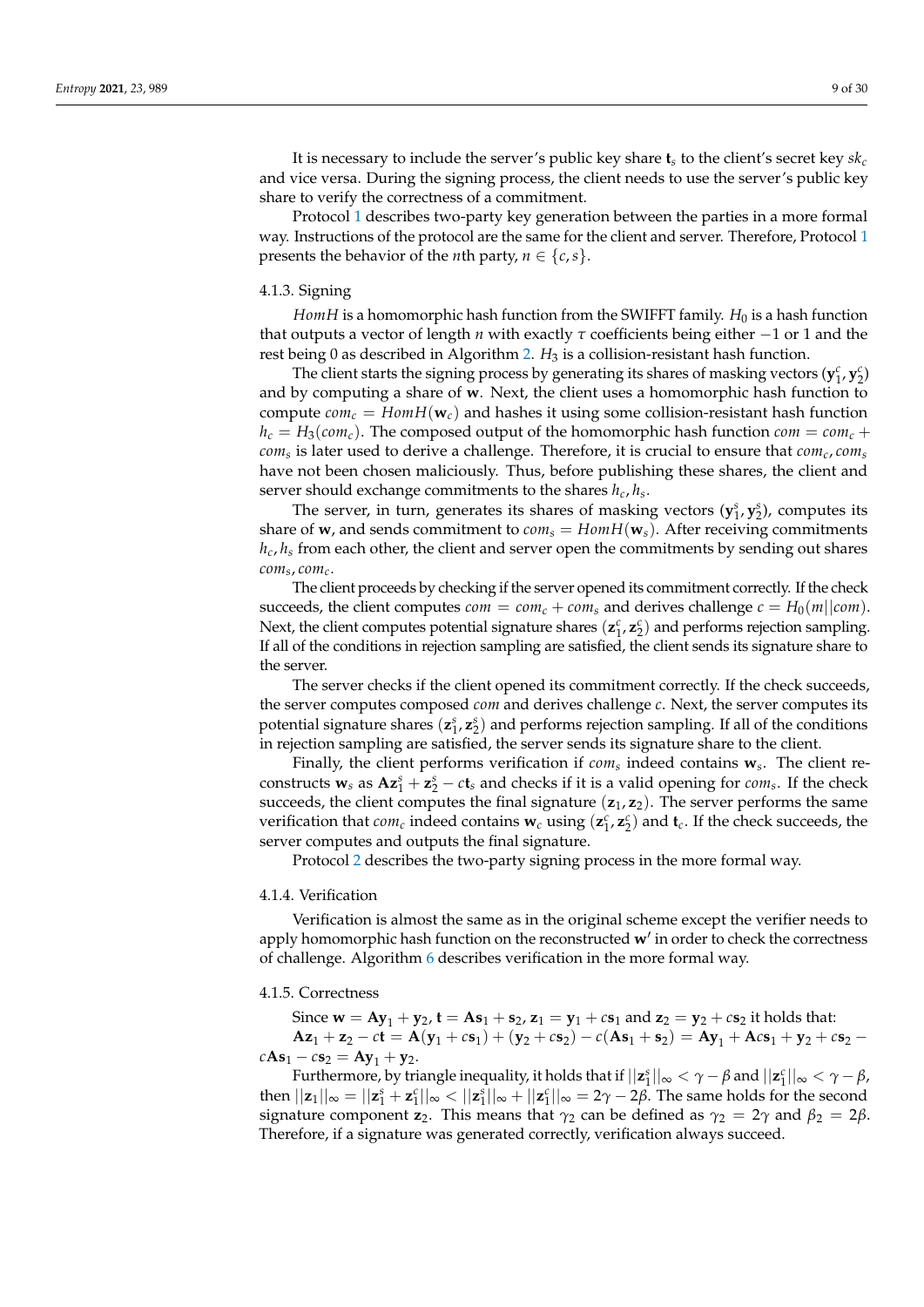It is necessary to include the server's public key share $\mathbf{t}_s$ to the client's secret key $sk_c$ and vice versa. During the signing process, the client needs to use the server's public key share to verify the correctness of a commitment.

Protocol 1 describes two-party key generation between the parties in a more formal way. Instructions of the protocol are the same for the client and server. Therefore, Protocol 1 presents the behavior of the $n$th party, $n \in \{c, s\}$.

#### 4.1.3. Signing

$HomH$ is a homomorphic hash function from the SWIFFT family. $H_0$ is a hash function that outputs a vector of length $n$ with exactly $\tau$ coefficients being either $-1$ or 1 and the rest being 0 as described in Algorithm 2. $H_3$ is a collision-resistant hash function.

The client starts the signing process by generating its shares of masking vectors $(\mathbf{y}_1^c, \mathbf{y}_2^c)$ and by computing a share of $\mathbf{w}$. Next, the client uses a homomorphic hash function to compute $com_c = HomH(\mathbf{w}_c)$ and hashes it using some collision-resistant hash function $h_c = H_3(com_c)$. The composed output of the homomorphic hash function $com = com_c + com_s$ is later used to derive a challenge. Therefore, it is crucial to ensure that $com_c, com_s$ have not been chosen maliciously. Thus, before publishing these shares, the client and server should exchange commitments to the shares $h_c, h_s$.

The server, in turn, generates its shares of masking vectors $(\mathbf{y}_1^s, \mathbf{y}_2^s)$, computes its share of $\mathbf{w}$, and sends commitment to $com_s = HomH(\mathbf{w}_s)$. After receiving commitments $h_c, h_s$ from each other, the client and server open the commitments by sending out shares $com_s, com_c$.

The client proceeds by checking if the server opened its commitment correctly. If the check succeeds, the client computes $com = com_c + com_s$ and derives challenge $c = H_0(m||com)$. Next, the client computes potential signature shares $(\mathbf{z}_1^c, \mathbf{z}_2^c)$ and performs rejection sampling. If all of the conditions in rejection sampling are satisfied, the client sends its signature share to the server.

The server checks if the client opened its commitment correctly. If the check succeeds, the server computes composed $com$ and derives challenge $c$. Next, the server computes its potential signature shares $(\mathbf{z}_1^s, \mathbf{z}_2^s)$ and performs rejection sampling. If all of the conditions in rejection sampling are satisfied, the server sends its signature share to the client.

Finally, the client performs verification if $com_s$ indeed contains $\mathbf{w}_s$. The client reconstructs $\mathbf{w}_s$ as $\mathbf{A}\mathbf{z}_1^s + \mathbf{z}_2^s - c\mathbf{t}_s$ and checks if it is a valid opening for $com_s$. If the check succeeds, the client computes the final signature $(\mathbf{z}_1, \mathbf{z}_2)$. The server performs the same verification that $com_c$ indeed contains $\mathbf{w}_c$ using $(\mathbf{z}_1^c, \mathbf{z}_2^c)$ and $\mathbf{t}_c$. If the check succeeds, the server computes and outputs the final signature.

Protocol 2 describes the two-party signing process in the more formal way.

#### 4.1.4. Verification

Verification is almost the same as in the original scheme except the verifier needs to apply homomorphic hash function on the reconstructed $\mathbf{w}'$ in order to check the correctness of challenge. Algorithm 6 describes verification in the more formal way.

#### 4.1.5. Correctness

Since $\mathbf{w} = \mathbf{A}\mathbf{y}_1 + \mathbf{y}_2$, $\mathbf{t} = \mathbf{A}\mathbf{s}_1 + \mathbf{s}_2$, $\mathbf{z}_1 = \mathbf{y}_1 + c\mathbf{s}_1$ and $\mathbf{z}_2 = \mathbf{y}_2 + c\mathbf{s}_2$ it holds that:
$\mathbf{A}\mathbf{z}_1 + \mathbf{z}_2 - c\mathbf{t} = \mathbf{A}(\mathbf{y}_1 + c\mathbf{s}_1) + (\mathbf{y}_2 + c\mathbf{s}_2) - c(\mathbf{A}\mathbf{s}_1 + \mathbf{s}_2) = \mathbf{A}\mathbf{y}_1 + \mathbf{A}c\mathbf{s}_1 + \mathbf{y}_2 + c\mathbf{s}_2 - c\mathbf{A}\mathbf{s}_1 - c\mathbf{s}_2 = \mathbf{A}\mathbf{y}_1 + \mathbf{y}_2$.

Furthermore, by triangle inequality, it holds that if $||\mathbf{z}_1^s||_\infty < \gamma - \beta$ and $||\mathbf{z}_1^c||_\infty < \gamma - \beta$, then $||\mathbf{z}_1||_\infty = ||\mathbf{z}_1^s + \mathbf{z}_1^c||_\infty < ||\mathbf{z}_1^s||_\infty + ||\mathbf{z}_1^c||_\infty = 2\gamma - 2\beta$. The same holds for the second signature component $\mathbf{z}_2$. This means that $\gamma_2$ can be defined as $\gamma_2 = 2\gamma$ and $\beta_2 = 2\beta$. Therefore, if a signature was generated correctly, verification always succeed.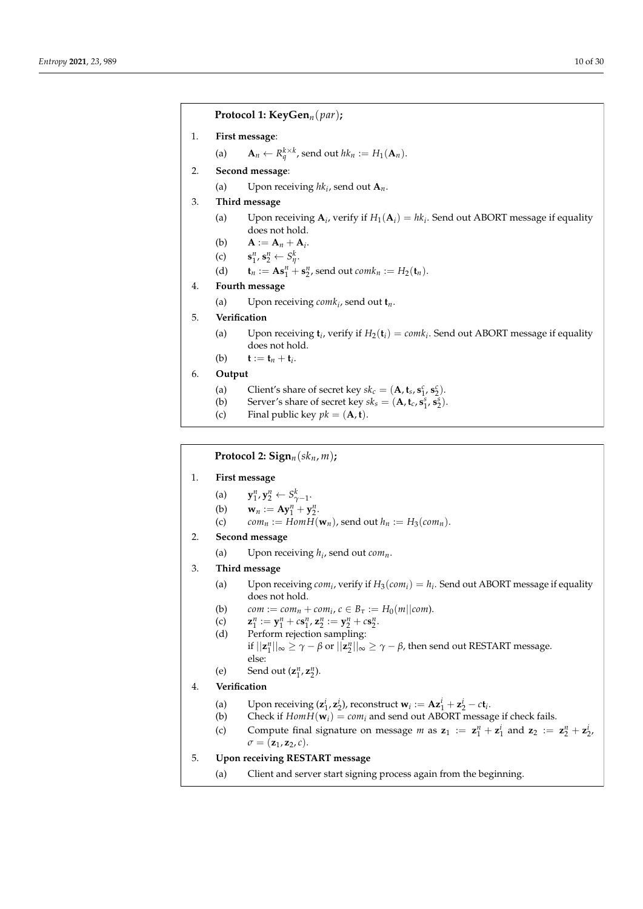**Protocol 1: KeyGen$_n(par)$;**

1. **First message**:
   (a) $\mathbf{A}_n \leftarrow R_q^{k \times k}$, send out $hk_n := H_1(\mathbf{A}_n)$.
2. **Second message**:
   (a) Upon receiving $hk_i$, send out $\mathbf{A}_n$.
3. **Third message**
   (a) Upon receiving $\mathbf{A}_i$, verify if $H_1(\mathbf{A}_i) = hk_i$. Send out ABORT message if equality does not hold.
   (b) $\mathbf{A} := \mathbf{A}_n + \mathbf{A}_i$.
   (c) $\mathbf{s}_1^n, \mathbf{s}_2^n \leftarrow S_\eta^k$.
   (d) $\mathbf{t}_n := \mathbf{A}\mathbf{s}_1^n + \mathbf{s}_2^n$, send out $comk_n := H_2(\mathbf{t}_n)$.
4. **Fourth message**
   (a) Upon receiving $comk_i$, send out $\mathbf{t}_n$.
5. **Verification**
   (a) Upon receiving $\mathbf{t}_i$, verify if $H_2(\mathbf{t}_i) = comk_i$. Send out ABORT message if equality does not hold.
   (b) $\mathbf{t} := \mathbf{t}_n + \mathbf{t}_i$.
6. **Output**
   (a) Client's share of secret key $sk_c = (\mathbf{A}, \mathbf{t}_s, \mathbf{s}_1^c, \mathbf{s}_2^c)$.
   (b) Server's share of secret key $sk_s = (\mathbf{A}, \mathbf{t}_c, \mathbf{s}_1^s, \mathbf{s}_2^s)$.
   (c) Final public key $pk = (\mathbf{A}, \mathbf{t})$.

**Protocol 2: Sign$_n(sk_n, m)$;**

1. **First message**
   (a) $\mathbf{y}_1^n, \mathbf{y}_2^n \leftarrow S_{\gamma-1}^k$.
   (b) $\mathbf{w}_n := \mathbf{A}\mathbf{y}_1^n + \mathbf{y}_2^n$.
   (c) $com_n := HomH(\mathbf{w}_n)$, send out $h_n := H_3(com_n)$.
2. **Second message**
   (a) Upon receiving $h_i$, send out $com_n$.
3. **Third message**
   (a) Upon receiving $com_i$, verify if $H_3(com_i) = h_i$. Send out ABORT message if equality does not hold.
   (b) $com := com_n + com_i$, $c \in B_\tau := H_0(m||com)$.
   (c) $\mathbf{z}_1^n := \mathbf{y}_1^n + c\mathbf{s}_1^n$, $\mathbf{z}_2^n := \mathbf{y}_2^n + c\mathbf{s}_2^n$.
   (d) Perform rejection sampling:
   if $||\mathbf{z}_1^n||_\infty \geq \gamma - \beta$ or $||\mathbf{z}_2^n||_\infty \geq \gamma - \beta$, then send out RESTART message.
   else:
   (e) Send out $(\mathbf{z}_1^n, \mathbf{z}_2^n)$.
4. **Verification**
   (a) Upon receiving $(\mathbf{z}_1^i, \mathbf{z}_2^i)$, reconstruct $\mathbf{w}_i := \mathbf{A}\mathbf{z}_1^i + \mathbf{z}_2^i - c\mathbf{t}_i$.
   (b) Check if $HomH(\mathbf{w}_i) = com_i$ and send out ABORT message if check fails.
   (c) Compute final signature on message $m$ as $\mathbf{z}_1 := \mathbf{z}_1^n + \mathbf{z}_1^i$ and $\mathbf{z}_2 := \mathbf{z}_2^n + \mathbf{z}_2^i$, $\sigma = (\mathbf{z}_1, \mathbf{z}_2, c)$.
5. **Upon receiving RESTART message**
   (a) Client and server start signing process again from the beginning.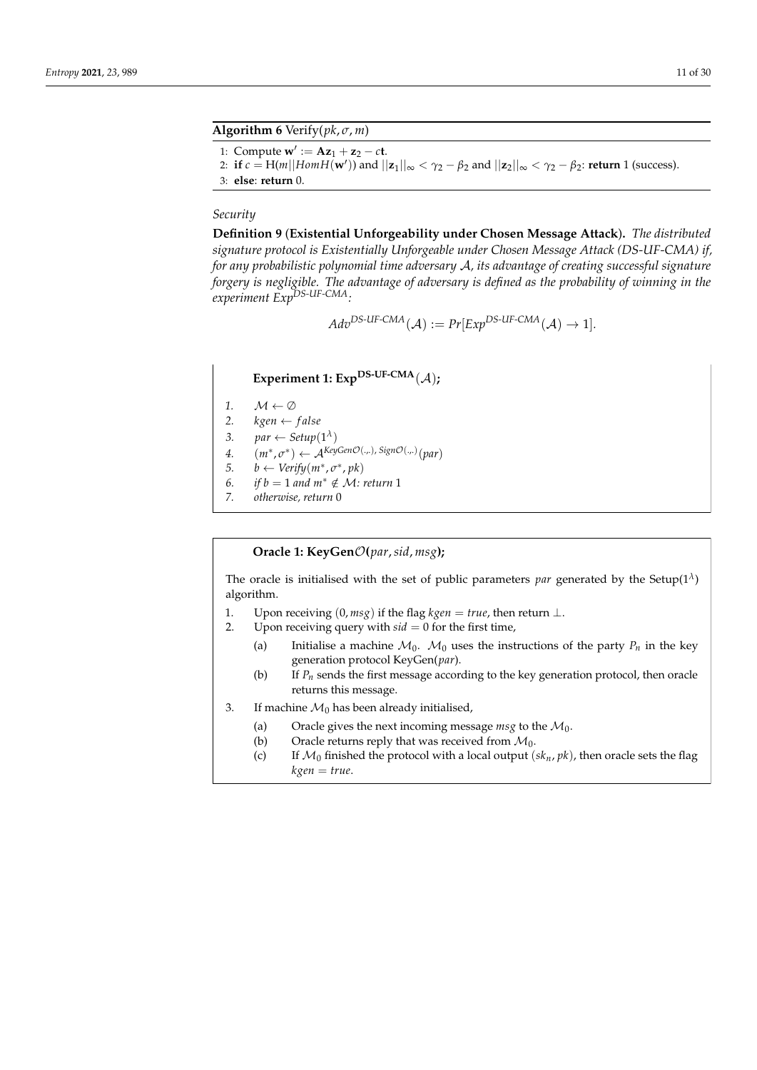**Algorithm 6** Verify($pk, \sigma, m$)

1: Compute $\mathbf{w}' := \mathbf{A}\mathbf{z}_1 + \mathbf{z}_2 - c\mathbf{t}$.
2: **if** $c = \mathrm{H}(m || HomH(\mathbf{w}'))$ and $||\mathbf{z}_1||_\infty < \gamma_2 - \beta_2$ and $||\mathbf{z}_2||_\infty < \gamma_2 - \beta_2$: **return** 1 (success).
3: **else**: **return** 0.

*Security*

**Definition 9** (**Existential Unforgeability under Chosen Message Attack**). *The distributed signature protocol is Existentially Unforgeable under Chosen Message Attack (DS-UF-CMA) if, for any probabilistic polynomial time adversary $\mathcal{A}$, its advantage of creating successful signature forgery is negligible. The advantage of adversary is defined as the probability of winning in the experiment $Exp^{DS\text{-}UF\text{-}CMA}$:*

$$Adv^{DS\text{-}UF\text{-}CMA}(\mathcal{A}) := Pr[Exp^{DS\text{-}UF\text{-}CMA}(\mathcal{A}) \rightarrow 1].$$

**Experiment 1: $\mathbf{Exp^{DS\text{-}UF\text{-}CMA}}(\mathcal{A})$;**

1. $\mathcal{M} \leftarrow \emptyset$
2. $kgen \leftarrow false$
3. $par \leftarrow Setup(1^\lambda)$
4. $(m^*, \sigma^*) \leftarrow \mathcal{A}^{KeyGen\mathcal{O}(.,.),\, Sign\mathcal{O}(.,.)}(par)$
5. $b \leftarrow Verify(m^*, \sigma^*, pk)$
6. *if* $b = 1$ *and* $m^* \notin \mathcal{M}$*: return* 1
7. *otherwise, return* 0

**Oracle 1: KeyGen$\mathcal{O}$($par, sid, msg$);**

The oracle is initialised with the set of public parameters $par$ generated by the Setup($1^\lambda$) algorithm.

1. Upon receiving $(0, msg)$ if the flag $kgen = true$, then return $\perp$.
2. Upon receiving query with $sid = 0$ for the first time,
   (a) Initialise a machine $\mathcal{M}_0$. $\mathcal{M}_0$ uses the instructions of the party $P_n$ in the key generation protocol KeyGen($par$).
   (b) If $P_n$ sends the first message according to the key generation protocol, then oracle returns this message.
3. If machine $\mathcal{M}_0$ has been already initialised,
   (a) Oracle gives the next incoming message $msg$ to the $\mathcal{M}_0$.
   (b) Oracle returns reply that was received from $\mathcal{M}_0$.
   (c) If $\mathcal{M}_0$ finished the protocol with a local output $(sk_n, pk)$, then oracle sets the flag $kgen = true$.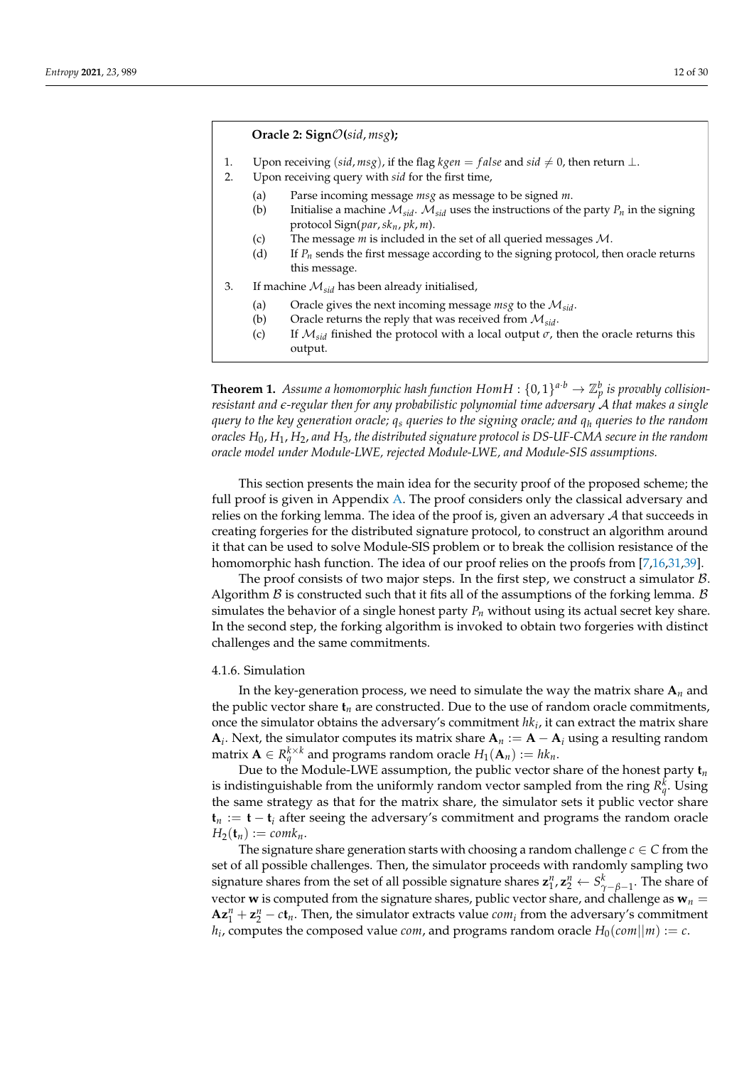**Oracle 2: Sign$\mathcal{O}$($sid, msg$);**

1. Upon receiving $(sid, msg)$, if the flag $kgen = false$ and $sid \neq 0$, then return $\perp$.
2. Upon receiving query with $sid$ for the first time,
   (a) Parse incoming message $msg$ as message to be signed $m$.
   (b) Initialise a machine $\mathcal{M}_{sid}$. $\mathcal{M}_{sid}$ uses the instructions of the party $P_n$ in the signing protocol Sign$(par, sk_n, pk, m)$.
   (c) The message $m$ is included in the set of all queried messages $\mathcal{M}$.
   (d) If $P_n$ sends the first message according to the signing protocol, then oracle returns this message.
3. If machine $\mathcal{M}_{sid}$ has been already initialised,
   (a) Oracle gives the next incoming message $msg$ to the $\mathcal{M}_{sid}$.
   (b) Oracle returns the reply that was received from $\mathcal{M}_{sid}$.
   (c) If $\mathcal{M}_{sid}$ finished the protocol with a local output $\sigma$, then the oracle returns this output.

**Theorem 1.** *Assume a homomorphic hash function $HomH : \{0,1\}^{a \cdot b} \rightarrow \mathbb{Z}_p^b$ is provably collision-resistant and $\epsilon$-regular then for any probabilistic polynomial time adversary $\mathcal{A}$ that makes a single query to the key generation oracle; $q_s$ queries to the signing oracle; and $q_h$ queries to the random oracles $H_0, H_1, H_2$, and $H_3$, the distributed signature protocol is DS-UF-CMA secure in the random oracle model under Module-LWE, rejected Module-LWE, and Module-SIS assumptions.*

This section presents the main idea for the security proof of the proposed scheme; the full proof is given in Appendix A. The proof considers only the classical adversary and relies on the forking lemma. The idea of the proof is, given an adversary $\mathcal{A}$ that succeeds in creating forgeries for the distributed signature protocol, to construct an algorithm around it that can be used to solve Module-SIS problem or to break the collision resistance of the homomorphic hash function. The idea of our proof relies on the proofs from [7,16,31,39].

The proof consists of two major steps. In the first step, we construct a simulator $\mathcal{B}$. Algorithm $\mathcal{B}$ is constructed such that it fits all of the assumptions of the forking lemma. $\mathcal{B}$ simulates the behavior of a single honest party $P_n$ without using its actual secret key share. In the second step, the forking algorithm is invoked to obtain two forgeries with distinct challenges and the same commitments.

#### 4.1.6. Simulation

In the key-generation process, we need to simulate the way the matrix share $\mathbf{A}_n$ and the public vector share $\mathbf{t}_n$ are constructed. Due to the use of random oracle commitments, once the simulator obtains the adversary's commitment $hk_i$, it can extract the matrix share $\mathbf{A}_i$. Next, the simulator computes its matrix share $\mathbf{A}_n := \mathbf{A} - \mathbf{A}_i$ using a resulting random matrix $\mathbf{A} \in R_q^{k \times k}$ and programs random oracle $H_1(\mathbf{A}_n) := hk_n$.

Due to the Module-LWE assumption, the public vector share of the honest party $\mathbf{t}_n$ is indistinguishable from the uniformly random vector sampled from the ring $R_q^k$. Using the same strategy as that for the matrix share, the simulator sets it public vector share $\mathbf{t}_n := \mathbf{t} - \mathbf{t}_i$ after seeing the adversary's commitment and programs the random oracle $H_2(\mathbf{t}_n) := comk_n$.

The signature share generation starts with choosing a random challenge $c \in C$ from the set of all possible challenges. Then, the simulator proceeds with randomly sampling two signature shares from the set of all possible signature shares $\mathbf{z}_1^n, \mathbf{z}_2^n \leftarrow S_{\gamma-\beta-1}^k$. The share of vector $\mathbf{w}$ is computed from the signature shares, public vector share, and challenge as $\mathbf{w}_n = \mathbf{A}\mathbf{z}_1^n + \mathbf{z}_2^n - c\mathbf{t}_n$. Then, the simulator extracts value $com_i$ from the adversary's commitment $h_i$, computes the composed value $com$, and programs random oracle $H_0(com||m) := c$.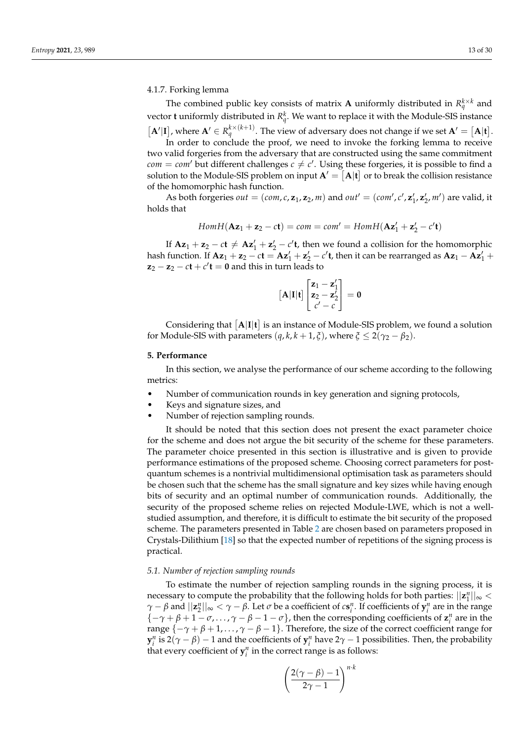#### 4.1.7. Forking lemma

The combined public key consists of matrix $\mathbf{A}$ uniformly distributed in $R_q^{k\times k}$ and vector $\mathbf{t}$ uniformly distributed in $R_q^k$. We want to replace it with the Module-SIS instance $[\mathbf{A}'|\mathbf{I}]$, where $\mathbf{A}' \in R_q^{k\times(k+1)}$. The view of adversary does not change if we set $\mathbf{A}' = [\mathbf{A}|\mathbf{t}]$.

In order to conclude the proof, we need to invoke the forking lemma to receive two valid forgeries from the adversary that are constructed using the same commitment $com = com'$ but different challenges $c \neq c'$. Using these forgeries, it is possible to find a solution to the Module-SIS problem on input $\mathbf{A}' = [\mathbf{A}|\mathbf{t}]$ or to break the collision resistance of the homomorphic hash function.

As both forgeries $out = (com, c, \mathbf{z}_1, \mathbf{z}_2, m)$ and $out' = (com', c', \mathbf{z}_1', \mathbf{z}_2', m')$ are valid, it holds that

$$HomH(\mathbf{A}\mathbf{z}_1 + \mathbf{z}_2 - c\mathbf{t}) = com = com' = HomH(\mathbf{A}\mathbf{z}_1' + \mathbf{z}_2' - c'\mathbf{t})$$

If $\mathbf{A}\mathbf{z}_1 + \mathbf{z}_2 - c\mathbf{t} \neq \mathbf{A}\mathbf{z}_1' + \mathbf{z}_2' - c'\mathbf{t}$, then we found a collision for the homomorphic hash function. If $\mathbf{A}\mathbf{z}_1 + \mathbf{z}_2 - c\mathbf{t} = \mathbf{A}\mathbf{z}_1' + \mathbf{z}_2' - c'\mathbf{t}$, then it can be rearranged as $\mathbf{A}\mathbf{z}_1 - \mathbf{A}\mathbf{z}_1' + \mathbf{z}_2 - \mathbf{z}_2 - c\mathbf{t} + c'\mathbf{t} = \mathbf{0}$ and this in turn leads to

$$[\mathbf{A}|\mathbf{I}|\mathbf{t}]\begin{bmatrix}\mathbf{z}_1 - \mathbf{z}_1' \\ \mathbf{z}_2 - \mathbf{z}_2' \\ c' - c\end{bmatrix} = \mathbf{0}$$

Considering that $[\mathbf{A}|\mathbf{I}|\mathbf{t}]$ is an instance of Module-SIS problem, we found a solution for Module-SIS with parameters $(q, k, k+1, \xi)$, where $\xi \leq 2(\gamma_2 - \beta_2)$.

## 5. Performance

In this section, we analyse the performance of our scheme according to the following metrics:

- Number of communication rounds in key generation and signing protocols,
- Keys and signature sizes, and
- Number of rejection sampling rounds.

It should be noted that this section does not present the exact parameter choice for the scheme and does not argue the bit security of the scheme for these parameters. The parameter choice presented in this section is illustrative and is given to provide performance estimations of the proposed scheme. Choosing correct parameters for post-quantum schemes is a nontrivial multidimensional optimisation task as parameters should be chosen such that the scheme has the small signature and key sizes while having enough bits of security and an optimal number of communication rounds. Additionally, the security of the proposed scheme relies on rejected Module-LWE, which is not a well-studied assumption, and therefore, it is difficult to estimate the bit security of the proposed scheme. The parameters presented in Table 2 are chosen based on parameters proposed in Crystals-Dilithium [18] so that the expected number of repetitions of the signing process is practical.

### *5.1. Number of rejection sampling rounds*

To estimate the number of rejection sampling rounds in the signing process, it is necessary to compute the probability that the following holds for both parties: $||\mathbf{z}_1^n||_\infty < \gamma - \beta$ and $||\mathbf{z}_2^n||_\infty < \gamma - \beta$. Let $\sigma$ be a coefficient of $c\mathbf{s}_i^n$. If coefficients of $\mathbf{y}_i^n$ are in the range $\{-\gamma + \beta + 1 - \sigma, \ldots, \gamma - \beta - 1 - \sigma\}$, then the corresponding coefficients of $\mathbf{z}_i^n$ are in the range $\{-\gamma + \beta + 1, \ldots, \gamma - \beta - 1\}$. Therefore, the size of the correct coefficient range for $\mathbf{y}_i^n$ is $2(\gamma - \beta) - 1$ and the coefficients of $\mathbf{y}_i^n$ have $2\gamma - 1$ possibilities. Then, the probability that every coefficient of $\mathbf{y}_i^n$ in the correct range is as follows:

$$\left(\frac{2(\gamma - \beta) - 1}{2\gamma - 1}\right)^{n\cdot k}$$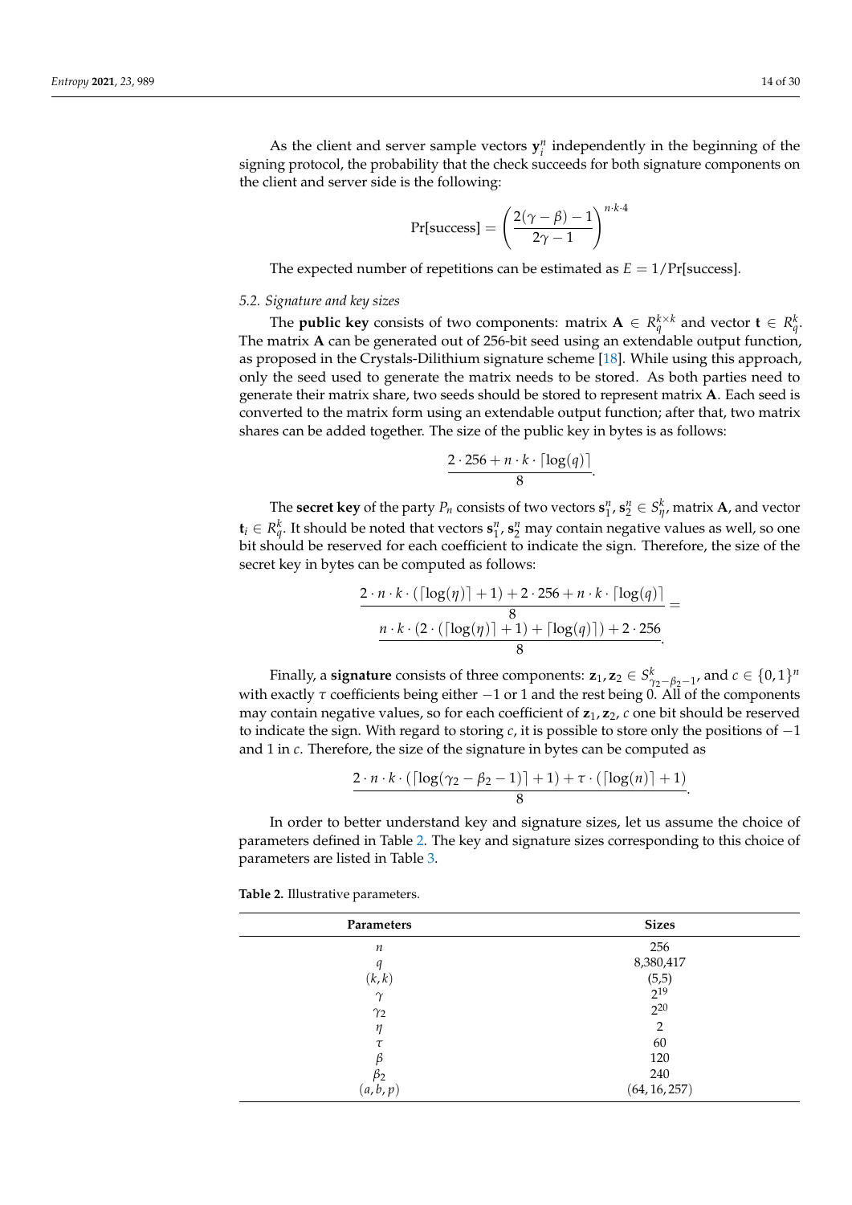As the client and server sample vectors $\mathbf{y}_i^n$ independently in the beginning of the signing protocol, the probability that the check succeeds for both signature components on the client and server side is the following:

$$\Pr[\text{success}] = \left(\frac{2(\gamma - \beta) - 1}{2\gamma - 1}\right)^{n \cdot k \cdot 4}$$

The expected number of repetitions can be estimated as $E = 1/\Pr[\text{success}]$.

### *5.2. Signature and key sizes*

The **public key** consists of two components: matrix $\mathbf{A} \in R_q^{k \times k}$ and vector $\mathbf{t} \in R_q^k$. The matrix $\mathbf{A}$ can be generated out of 256-bit seed using an extendable output function, as proposed in the Crystals-Dilithium signature scheme [18]. While using this approach, only the seed used to generate the matrix needs to be stored. As both parties need to generate their matrix share, two seeds should be stored to represent matrix $\mathbf{A}$. Each seed is converted to the matrix form using an extendable output function; after that, two matrix shares can be added together. The size of the public key in bytes is as follows:

$$\frac{2 \cdot 256 + n \cdot k \cdot \lceil \log(q) \rceil}{8}.$$

The **secret key** of the party $P_n$ consists of two vectors $\mathbf{s}_1^n, \mathbf{s}_2^n \in S_\eta^k$, matrix $\mathbf{A}$, and vector $\mathbf{t}_i \in R_q^k$. It should be noted that vectors $\mathbf{s}_1^n, \mathbf{s}_2^n$ may contain negative values as well, so one bit should be reserved for each coefficient to indicate the sign. Therefore, the size of the secret key in bytes can be computed as follows:

$$\frac{2 \cdot n \cdot k \cdot (\lceil \log(\eta) \rceil + 1) + 2 \cdot 256 + n \cdot k \cdot \lceil \log(q) \rceil}{8} = \frac{n \cdot k \cdot (2 \cdot (\lceil \log(\eta) \rceil + 1) + \lceil \log(q) \rceil) + 2 \cdot 256}{8}.$$

Finally, a **signature** consists of three components: $\mathbf{z}_1, \mathbf{z}_2 \in S_{\gamma_2 - \beta_2 - 1}^k$, and $c \in \{0,1\}^n$ with exactly $\tau$ coefficients being either $-1$ or 1 and the rest being 0. All of the components may contain negative values, so for each coefficient of $\mathbf{z}_1, \mathbf{z}_2, c$ one bit should be reserved to indicate the sign. With regard to storing $c$, it is possible to store only the positions of $-1$ and 1 in $c$. Therefore, the size of the signature in bytes can be computed as

$$\frac{2 \cdot n \cdot k \cdot (\lceil \log(\gamma_2 - \beta_2 - 1) \rceil + 1) + \tau \cdot (\lceil \log(n) \rceil + 1)}{8}.$$

In order to better understand key and signature sizes, let us assume the choice of parameters defined in Table 2. The key and signature sizes corresponding to this choice of parameters are listed in Table 3.

**Table 2.** Illustrative parameters.

| Parameters | Sizes |
|---|---|
| $n$ | 256 |
| $q$ | 8,380,417 |
| $(k, k)$ | (5,5) |
| $\gamma$ | $2^{19}$ |
| $\gamma_2$ | $2^{20}$ |
| $\eta$ | 2 |
| $\tau$ | 60 |
| $\beta$ | 120 |
| $\beta_2$ | 240 |
| $(a, b, p)$ | $(64, 16, 257)$ |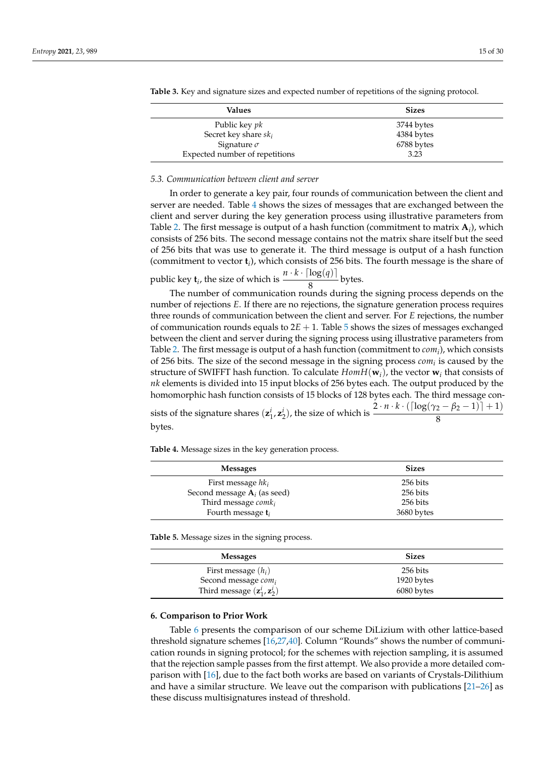**Table 3.** Key and signature sizes and expected number of repetitions of the signing protocol.

| Values | Sizes |
|---|---|
| Public key $pk$ | 3744 bytes |
| Secret key share $sk_i$ | 4384 bytes |
| Signature $\sigma$ | 6788 bytes |
| Expected number of repetitions | 3.23 |

### 5.3. Communication between client and server

In order to generate a key pair, four rounds of communication between the client and server are needed. Table 4 shows the sizes of messages that are exchanged between the client and server during the key generation process using illustrative parameters from Table 2. The first message is output of a hash function (commitment to matrix $\mathbf{A}_i$), which consists of 256 bits. The second message contains not the matrix share itself but the seed of 256 bits that was use to generate it. The third message is output of a hash function (commitment to vector $\mathbf{t}_i$), which consists of 256 bits. The fourth message is the share of public key $\mathbf{t}_i$, the size of which is $\dfrac{n \cdot k \cdot \lceil \log(q) \rceil}{8}$ bytes.

The number of communication rounds during the signing process depends on the number of rejections $E$. If there are no rejections, the signature generation process requires three rounds of communication between the client and server. For $E$ rejections, the number of communication rounds equals to $2E + 1$. Table 5 shows the sizes of messages exchanged between the client and server during the signing process using illustrative parameters from Table 2. The first message is output of a hash function (commitment to $com_i$), which consists of 256 bits. The size of the second message in the signing process $com_i$ is caused by the structure of SWIFFT hash function. To calculate $HomH(\mathbf{w}_i)$, the vector $\mathbf{w}_i$ that consists of $nk$ elements is divided into 15 input blocks of 256 bytes each. The output produced by the homomorphic hash function consists of 15 blocks of 128 bytes each. The third message consists of the signature shares $(\mathbf{z}_1^i, \mathbf{z}_2^i)$, the size of which is $\dfrac{2 \cdot n \cdot k \cdot (\lceil \log(\gamma_2 - \beta_2 - 1) \rceil + 1)}{8}$ bytes.

**Table 4.** Message sizes in the key generation process.

| Messages | Sizes |
|---|---|
| First message $hk_i$ | 256 bits |
| Second message $\mathbf{A}_i$ (as seed) | 256 bits |
| Third message $comk_i$ | 256 bits |
| Fourth message $\mathbf{t}_i$ | 3680 bytes |

**Table 5.** Message sizes in the signing process.

| Messages | Sizes |
|---|---|
| First message $(h_i)$ | 256 bits |
| Second message $com_i$ | 1920 bytes |
| Third message $(\mathbf{z}_1^i, \mathbf{z}_2^i)$ | 6080 bytes |

## 6. Comparison to Prior Work

Table 6 presents the comparison of our scheme DiLizium with other lattice-based threshold signature schemes [16,27,40]. Column "Rounds" shows the number of communication rounds in signing protocol; for the schemes with rejection sampling, it is assumed that the rejection sample passes from the first attempt. We also provide a more detailed comparison with [16], due to the fact both works are based on variants of Crystals-Dilithium and have a similar structure. We leave out the comparison with publications [21–26] as these discuss multisignatures instead of threshold.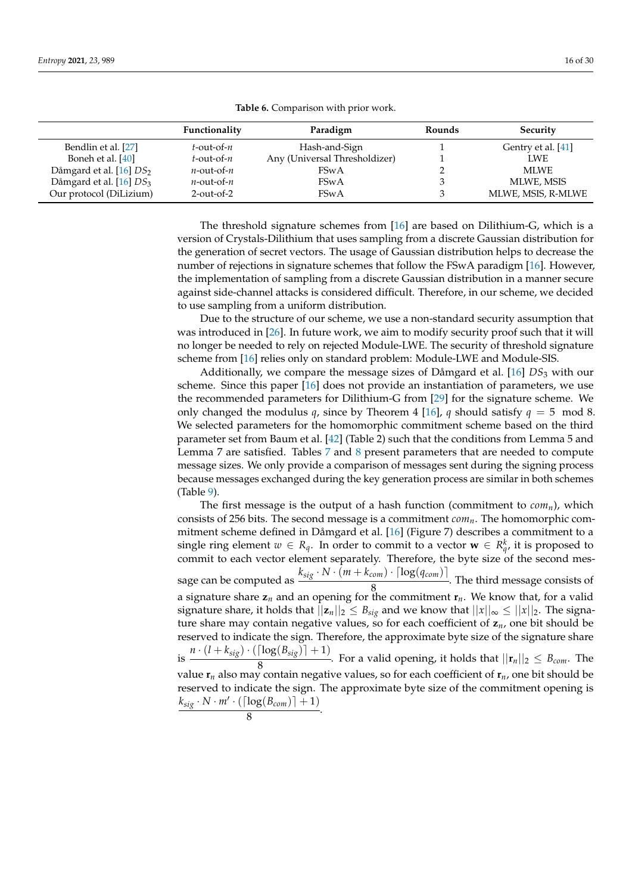**Table 6.** Comparison with prior work.

| | Functionality | Paradigm | Rounds | Security |
|---|---|---|---|---|
| Bendlin et al. [27] | $t$-out-of-$n$ | Hash-and-Sign | 1 | Gentry et al. [41] |
| Boneh et al. [40] | $t$-out-of-$n$ | Any (Universal Thresholdizer) | 1 | LWE |
| Dåmgard et al. [16] $DS_2$ | $n$-out-of-$n$ | FSwA | 2 | MLWE |
| Dåmgard et al. [16] $DS_3$ | $n$-out-of-$n$ | FSwA | 3 | MLWE, MSIS |
| Our protocol (DiLizium) | 2-out-of-2 | FSwA | 3 | MLWE, MSIS, R-MLWE |

The threshold signature schemes from [16] are based on Dilithium-G, which is a version of Crystals-Dilithium that uses sampling from a discrete Gaussian distribution for the generation of secret vectors. The usage of Gaussian distribution helps to decrease the number of rejections in signature schemes that follow the FSwA paradigm [16]. However, the implementation of sampling from a discrete Gaussian distribution in a manner secure against side-channel attacks is considered difficult. Therefore, in our scheme, we decided to use sampling from a uniform distribution.

Due to the structure of our scheme, we use a non-standard security assumption that was introduced in [26]. In future work, we aim to modify security proof such that it will no longer be needed to rely on rejected Module-LWE. The security of threshold signature scheme from [16] relies only on standard problem: Module-LWE and Module-SIS.

Additionally, we compare the message sizes of Dåmgard et al. [16] $DS_3$ with our scheme. Since this paper [16] does not provide an instantiation of parameters, we use the recommended parameters for Dilithium-G from [29] for the signature scheme. We only changed the modulus $q$, since by Theorem 4 [16], $q$ should satisfy $q = 5 \mod 8$. We selected parameters for the homomorphic commitment scheme based on the third parameter set from Baum et al. [42] (Table 2) such that the conditions from Lemma 5 and Lemma 7 are satisfied. Tables 7 and 8 present parameters that are needed to compute message sizes. We only provide a comparison of messages sent during the signing process because messages exchanged during the key generation process are similar in both schemes (Table 9).

The first message is the output of a hash function (commitment to $com_n$), which consists of 256 bits. The second message is a commitment $com_n$. The homomorphic commitment scheme defined in Dåmgard et al. [16] (Figure 7) describes a commitment to a single ring element $w \in R_q$. In order to commit to a vector $\mathbf{w} \in R_q^k$, it is proposed to commit to each vector element separately. Therefore, the byte size of the second message can be computed as $\frac{k_{sig} \cdot N \cdot (m + k_{com}) \cdot \lceil \log(q_{com}) \rceil}{8}$. The third message consists of a signature share $\mathbf{z}_n$ and an opening for the commitment $\mathbf{r}_n$. We know that, for a valid signature share, it holds that $||\mathbf{z}_n||_2 \leq B_{sig}$ and we know that $||x||_\infty \leq ||x||_2$. The signature share may contain negative values, so for each coefficient of $\mathbf{z}_n$, one bit should be reserved to indicate the sign. Therefore, the approximate byte size of the signature share is $\frac{n \cdot (l + k_{sig}) \cdot (\lceil \log(B_{sig}) \rceil + 1)}{8}$. For a valid opening, it holds that $||\mathbf{r}_n||_2 \leq B_{com}$. The value $\mathbf{r}_n$ also may contain negative values, so for each coefficient of $\mathbf{r}_n$, one bit should be reserved to indicate the sign. The approximate byte size of the commitment opening is $\frac{k_{sig} \cdot N \cdot m' \cdot (\lceil \log(B_{com}) \rceil + 1)}{8}$.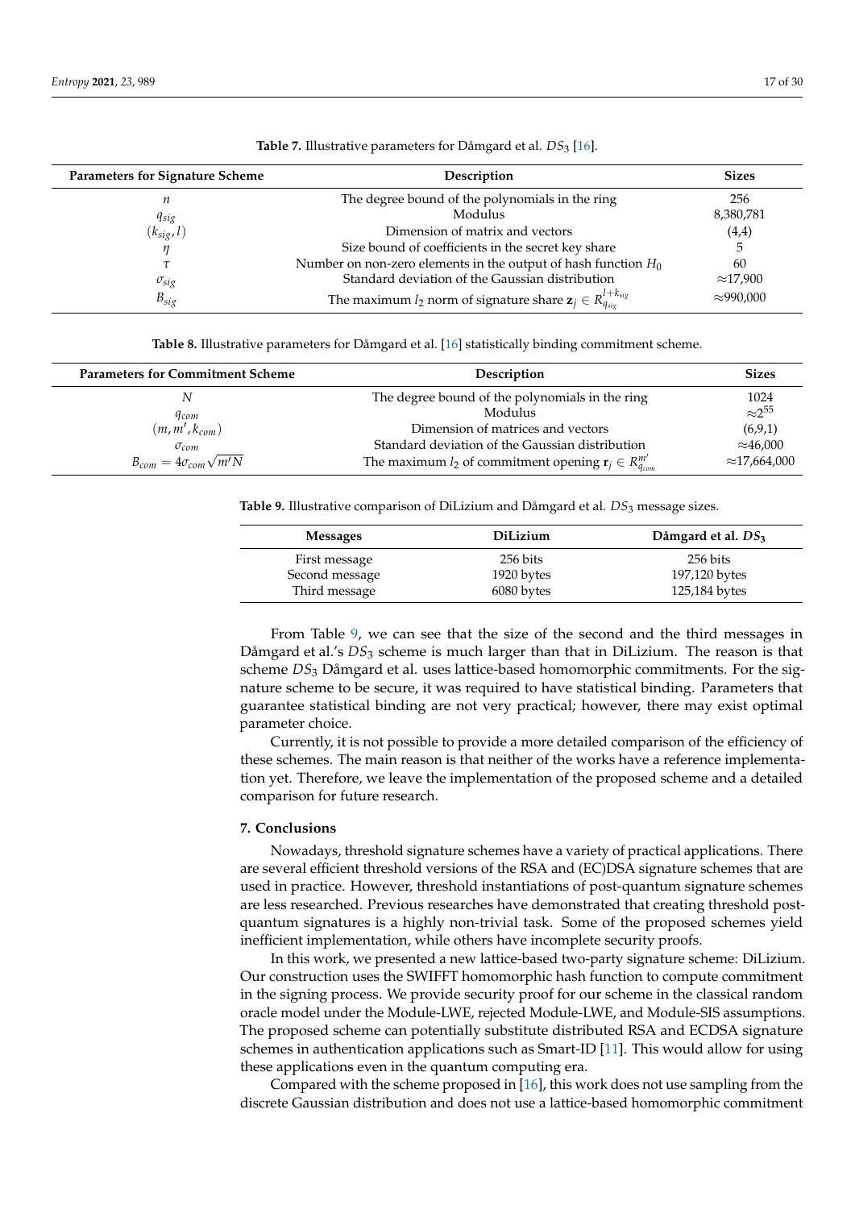**Table 7.** Illustrative parameters for Dåmgard et al. $DS_3$ [16].

| Parameters for Signature Scheme | Description | Sizes |
|---|---|---|
| $n$ | The degree bound of the polynomials in the ring | 256 |
| $q_{sig}$ | Modulus | 8,380,781 |
| $(k_{sig}, l)$ | Dimension of matrix and vectors | (4,4) |
| $\eta$ | Size bound of coefficients in the secret key share | 5 |
| $\tau$ | Number on non-zero elements in the output of hash function $H_0$ | 60 |
| $\sigma_{sig}$ | Standard deviation of the Gaussian distribution | ≈17,900 |
| $B_{sig}$ | The maximum $l_2$ norm of signature share $\mathbf{z}_j \in R_{q_{sig}}^{l+k_{sig}}$ | ≈990,000 |

**Table 8.** Illustrative parameters for Dåmgard et al. [16] statistically binding commitment scheme.

| Parameters for Commitment Scheme | Description | Sizes |
|---|---|---|
| $N$ | The degree bound of the polynomials in the ring | 1024 |
| $q_{com}$ | Modulus | $\approx 2^{55}$ |
| $(m, m', k_{com})$ | Dimension of matrices and vectors | (6,9,1) |
| $\sigma_{com}$ | Standard deviation of the Gaussian distribution | ≈46,000 |
| $B_{com} = 4\sigma_{com}\sqrt{m'N}$ | The maximum $l_2$ of commitment opening $\mathbf{r}_j \in R_{q_{com}}^{m'}$ | ≈17,664,000 |

**Table 9.** Illustrative comparison of DiLizium and Dåmgard et al. $DS_3$ message sizes.

| Messages | DiLizium | Dåmgard et al. $DS_3$ |
|---|---|---|
| First message | 256 bits | 256 bits |
| Second message | 1920 bytes | 197,120 bytes |
| Third message | 6080 bytes | 125,184 bytes |

From Table 9, we can see that the size of the second and the third messages in Dåmgard et al.'s $DS_3$ scheme is much larger than that in DiLizium. The reason is that scheme $DS_3$ Dåmgard et al. uses lattice-based homomorphic commitments. For the signature scheme to be secure, it was required to have statistical binding. Parameters that guarantee statistical binding are not very practical; however, there may exist optimal parameter choice.

Currently, it is not possible to provide a more detailed comparison of the efficiency of these schemes. The main reason is that neither of the works have a reference implementation yet. Therefore, we leave the implementation of the proposed scheme and a detailed comparison for future research.

## 7. Conclusions

Nowadays, threshold signature schemes have a variety of practical applications. There are several efficient threshold versions of the RSA and (EC)DSA signature schemes that are used in practice. However, threshold instantiations of post-quantum signature schemes are less researched. Previous researches have demonstrated that creating threshold post-quantum signatures is a highly non-trivial task. Some of the proposed schemes yield inefficient implementation, while others have incomplete security proofs.

In this work, we presented a new lattice-based two-party signature scheme: DiLizium. Our construction uses the SWIFFT homomorphic hash function to compute commitment in the signing process. We provide security proof for our scheme in the classical random oracle model under the Module-LWE, rejected Module-LWE, and Module-SIS assumptions. The proposed scheme can potentially substitute distributed RSA and ECDSA signature schemes in authentication applications such as Smart-ID [11]. This would allow for using these applications even in the quantum computing era.

Compared with the scheme proposed in [16], this work does not use sampling from the discrete Gaussian distribution and does not use a lattice-based homomorphic commitment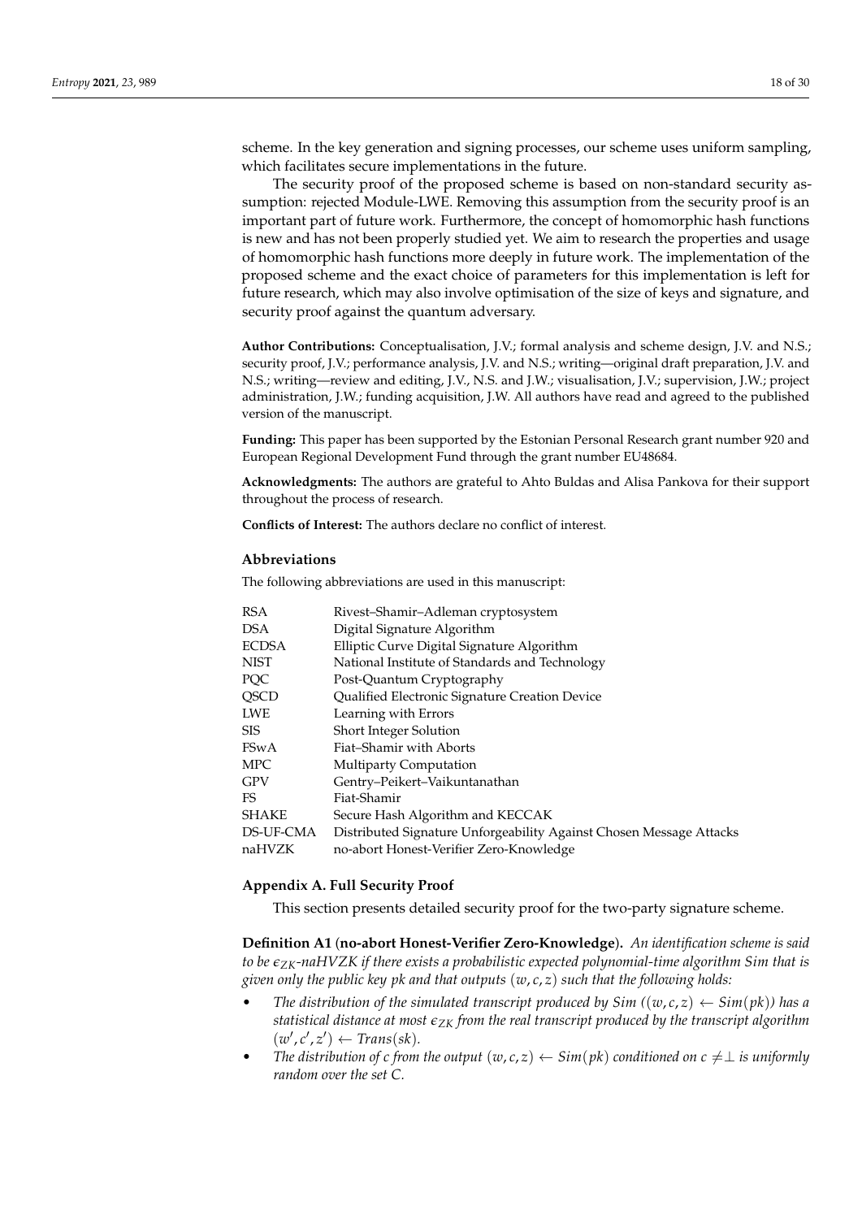scheme. In the key generation and signing processes, our scheme uses uniform sampling, which facilitates secure implementations in the future.

The security proof of the proposed scheme is based on non-standard security assumption: rejected Module-LWE. Removing this assumption from the security proof is an important part of future work. Furthermore, the concept of homomorphic hash functions is new and has not been properly studied yet. We aim to research the properties and usage of homomorphic hash functions more deeply in future work. The implementation of the proposed scheme and the exact choice of parameters for this implementation is left for future research, which may also involve optimisation of the size of keys and signature, and security proof against the quantum adversary.

**Author Contributions:** Conceptualisation, J.V.; formal analysis and scheme design, J.V. and N.S.; security proof, J.V.; performance analysis, J.V. and N.S.; writing—original draft preparation, J.V. and N.S.; writing—review and editing, J.V., N.S. and J.W.; visualisation, J.V.; supervision, J.W.; project administration, J.W.; funding acquisition, J.W. All authors have read and agreed to the published version of the manuscript.

**Funding:** This paper has been supported by the Estonian Personal Research grant number 920 and European Regional Development Fund through the grant number EU48684.

**Acknowledgments:** The authors are grateful to Ahto Buldas and Alisa Pankova for their support throughout the process of research.

**Conflicts of Interest:** The authors declare no conflict of interest.

## Abbreviations

The following abbreviations are used in this manuscript:

| | |
|---|---|
| RSA | Rivest–Shamir–Adleman cryptosystem |
| DSA | Digital Signature Algorithm |
| ECDSA | Elliptic Curve Digital Signature Algorithm |
| NIST | National Institute of Standards and Technology |
| PQC | Post-Quantum Cryptography |
| QSCD | Qualified Electronic Signature Creation Device |
| LWE | Learning with Errors |
| SIS | Short Integer Solution |
| FSwA | Fiat–Shamir with Aborts |
| MPC | Multiparty Computation |
| GPV | Gentry–Peikert–Vaikuntanathan |
| FS | Fiat-Shamir |
| SHAKE | Secure Hash Algorithm and KECCAK |
| DS-UF-CMA | Distributed Signature Unforgeability Against Chosen Message Attacks |
| naHVZK | no-abort Honest-Verifier Zero-Knowledge |

## Appendix A. Full Security Proof

This section presents detailed security proof for the two-party signature scheme.

**Definition A1** (**no-abort Honest-Verifier Zero-Knowledge**)**.** *An identification scheme is said to be $\epsilon_{ZK}$-naHVZK if there exists a probabilistic expected polynomial-time algorithm Sim that is given only the public key pk and that outputs $(w, c, z)$ such that the following holds:*

- *The distribution of the simulated transcript produced by Sim ($(w, c, z) \leftarrow Sim(pk)$) has a statistical distance at most $\epsilon_{ZK}$ from the real transcript produced by the transcript algorithm $(w', c', z') \leftarrow Trans(sk)$.*
- *The distribution of c from the output $(w, c, z) \leftarrow Sim(pk)$ conditioned on $c \neq \perp$ is uniformly random over the set C.*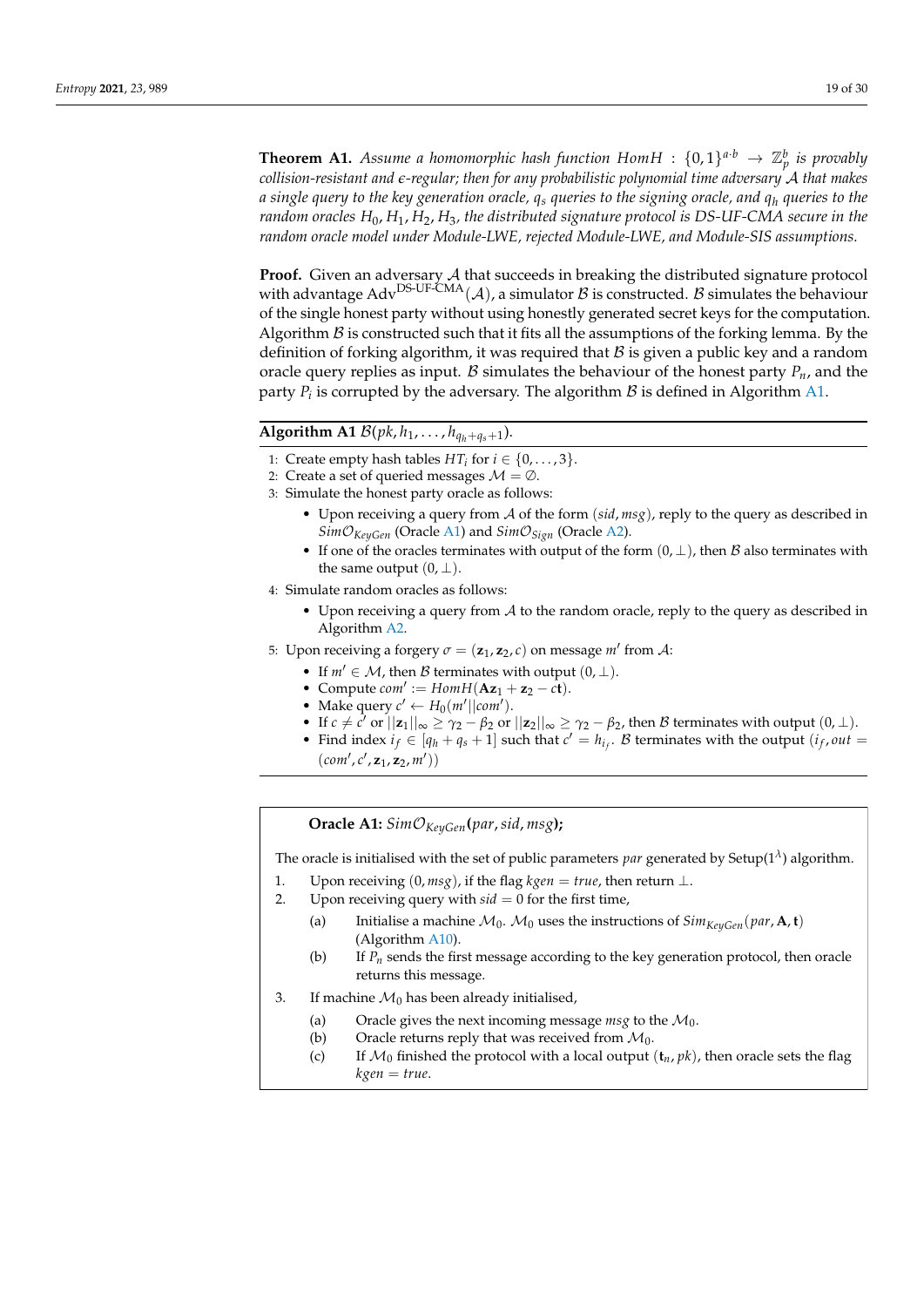**Theorem A1.** *Assume a homomorphic hash function $HomH : \{0,1\}^{a \cdot b} \rightarrow \mathbb{Z}_p^b$ is provably collision-resistant and $\epsilon$-regular; then for any probabilistic polynomial time adversary $\mathcal{A}$ that makes a single query to the key generation oracle, $q_s$ queries to the signing oracle, and $q_h$ queries to the random oracles $H_0, H_1, H_2, H_3$, the distributed signature protocol is DS-UF-CMA secure in the random oracle model under Module-LWE, rejected Module-LWE, and Module-SIS assumptions.*

**Proof.** Given an adversary $\mathcal{A}$ that succeeds in breaking the distributed signature protocol with advantage $\text{Adv}^{\text{DS-UF-CMA}}(\mathcal{A})$, a simulator $\mathcal{B}$ is constructed. $\mathcal{B}$ simulates the behaviour of the single honest party without using honestly generated secret keys for the computation. Algorithm $\mathcal{B}$ is constructed such that it fits all the assumptions of the forking lemma. By the definition of forking algorithm, it was required that $\mathcal{B}$ is given a public key and a random oracle query replies as input. $\mathcal{B}$ simulates the behaviour of the honest party $P_n$, and the party $P_i$ is corrupted by the adversary. The algorithm $\mathcal{B}$ is defined in Algorithm A1.

**Algorithm A1** $\mathcal{B}(pk, h_1, \ldots, h_{q_h+q_s+1})$.

1: Create empty hash tables $HT_i$ for $i \in \{0, \ldots, 3\}$.
2: Create a set of queried messages $\mathcal{M} = \emptyset$.
3: Simulate the honest party oracle as follows:
- Upon receiving a query from $\mathcal{A}$ of the form $(sid, msg)$, reply to the query as described in $Sim\mathcal{O}_{KeyGen}$ (Oracle A1) and $Sim\mathcal{O}_{Sign}$ (Oracle A2).
- If one of the oracles terminates with output of the form $(0, \perp)$, then $\mathcal{B}$ also terminates with the same output $(0, \perp)$.

4: Simulate random oracles as follows:
- Upon receiving a query from $\mathcal{A}$ to the random oracle, reply to the query as described in Algorithm A2.

5: Upon receiving a forgery $\sigma = (\mathbf{z}_1, \mathbf{z}_2, c)$ on message $m'$ from $\mathcal{A}$:
- If $m' \in \mathcal{M}$, then $\mathcal{B}$ terminates with output $(0, \perp)$.
- Compute $com' := HomH(\mathbf{A}\mathbf{z}_1 + \mathbf{z}_2 - c\mathbf{t})$.
- Make query $c' \leftarrow H_0(m' || com')$.
- If $c \neq c'$ or $||\mathbf{z}_1||_\infty \geq \gamma_2 - \beta_2$ or $||\mathbf{z}_2||_\infty \geq \gamma_2 - \beta_2$, then $\mathcal{B}$ terminates with output $(0, \perp)$.
- Find index $i_f \in [q_h + q_s + 1]$ such that $c' = h_{i_f}$. $\mathcal{B}$ terminates with the output $(i_f, out = (com', c', \mathbf{z}_1, \mathbf{z}_2, m'))$

**Oracle A1:** $Sim\mathcal{O}_{KeyGen}(par, sid, msg)$**;**

The oracle is initialised with the set of public parameters $par$ generated by Setup$(1^\lambda)$ algorithm.

1. Upon receiving $(0, msg)$, if the flag $kgen = true$, then return $\perp$.
2. Upon receiving query with $sid = 0$ for the first time,
   (a) Initialise a machine $\mathcal{M}_0$. $\mathcal{M}_0$ uses the instructions of $Sim_{KeyGen}(par, \mathbf{A}, \mathbf{t})$ (Algorithm A10).
   (b) If $P_n$ sends the first message according to the key generation protocol, then oracle returns this message.
3. If machine $\mathcal{M}_0$ has been already initialised,
   (a) Oracle gives the next incoming message $msg$ to the $\mathcal{M}_0$.
   (b) Oracle returns reply that was received from $\mathcal{M}_0$.
   (c) If $\mathcal{M}_0$ finished the protocol with a local output $(\mathbf{t}_n, pk)$, then oracle sets the flag $kgen = true$.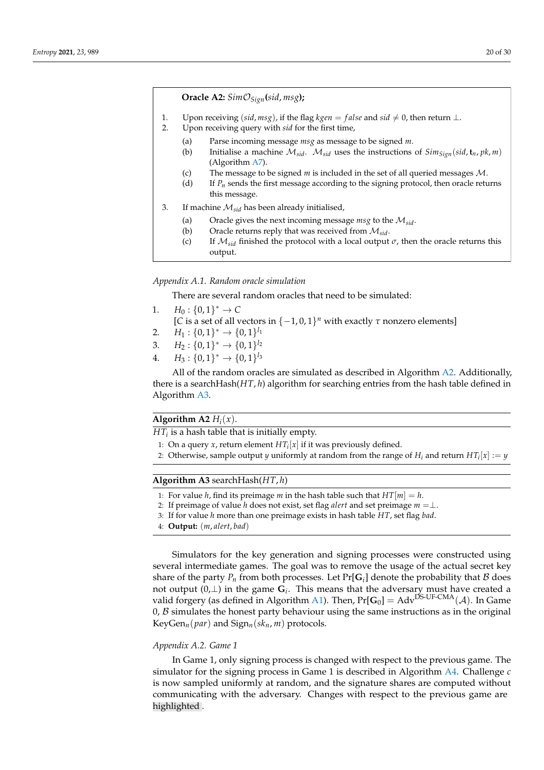**Oracle A2:** $Sim\mathcal{O}_{Sign}$**$(sid, msg)$;**

1. Upon receiving $(sid, msg)$, if the flag $kgen = false$ and $sid \neq 0$, then return $\perp$.
2. Upon receiving query with $sid$ for the first time,
   (a) Parse incoming message $msg$ as message to be signed $m$.
   (b) Initialise a machine $\mathcal{M}_{sid}$. $\mathcal{M}_{sid}$ uses the instructions of $Sim_{Sign}(sid, \mathbf{t}_n, pk, m)$ (Algorithm A7).
   (c) The message to be signed $m$ is included in the set of all queried messages $\mathcal{M}$.
   (d) If $P_n$ sends the first message according to the signing protocol, then oracle returns this message.
3. If machine $\mathcal{M}_{sid}$ has been already initialised,
   (a) Oracle gives the next incoming message $msg$ to the $\mathcal{M}_{sid}$.
   (b) Oracle returns reply that was received from $\mathcal{M}_{sid}$.
   (c) If $\mathcal{M}_{sid}$ finished the protocol with a local output $\sigma$, then the oracle returns this output.

*Appendix A.1. Random oracle simulation*

There are several random oracles that need to be simulated:

1. $H_0 : \{0,1\}^* \to C$
   [$C$ is a set of all vectors in $\{-1,0,1\}^n$ with exactly $\tau$ nonzero elements]
2. $H_1 : \{0,1\}^* \to \{0,1\}^{l_1}$
3. $H_2 : \{0,1\}^* \to \{0,1\}^{l_2}$
4. $H_3 : \{0,1\}^* \to \{0,1\}^{l_3}$

All of the random oracles are simulated as described in Algorithm A2. Additionally, there is a searchHash$(HT, h)$ algorithm for searching entries from the hash table defined in Algorithm A3.

**Algorithm A2** $H_i(x)$.

$HT_i$ is a hash table that is initially empty.

1: On a query $x$, return element $HT_i[x]$ if it was previously defined.
2: Otherwise, sample output $y$ uniformly at random from the range of $H_i$ and return $HT_i[x] := y$

**Algorithm A3** searchHash$(HT, h)$

1: For value $h$, find its preimage $m$ in the hash table such that $HT[m] = h$.
2: If preimage of value $h$ does not exist, set flag $alert$ and set preimage $m = \perp$.
3: If for value $h$ more than one preimage exists in hash table $HT$, set flag $bad$.
4: **Output:** $(m, alert, bad)$

Simulators for the key generation and signing processes were constructed using several intermediate games. The goal was to remove the usage of the actual secret key share of the party $P_n$ from both processes. Let $\Pr[\mathbf{G}_i]$ denote the probability that $\mathcal{B}$ does not output $(0,\perp)$ in the game $\mathbf{G}_i$. This means that the adversary must have created a valid forgery (as defined in Algorithm A1). Then, $\Pr[\mathbf{G}_0] = \mathrm{Adv}^{\text{DS-UF-CMA}}(\mathcal{A})$. In Game 0, $\mathcal{B}$ simulates the honest party behaviour using the same instructions as in the original $\mathrm{KeyGen}_n(par)$ and $\mathrm{Sign}_n(sk_n, m)$ protocols.

*Appendix A.2. Game 1*

In Game 1, only signing process is changed with respect to the previous game. The simulator for the signing process in Game 1 is described in Algorithm A4. Challenge $c$ is now sampled uniformly at random, and the signature shares are computed without communicating with the adversary. Changes with respect to the previous game are highlighted.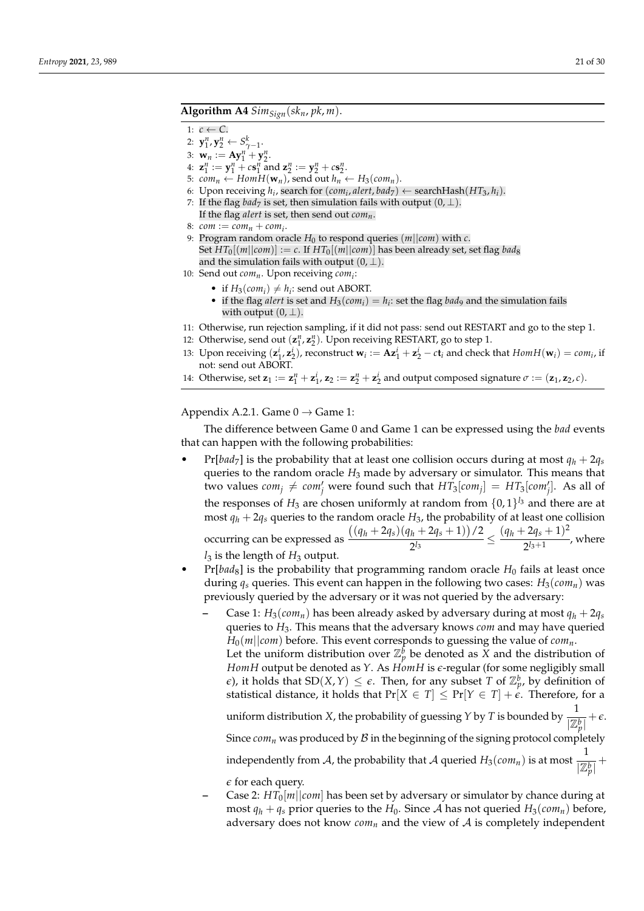**Algorithm A4** $Sim_{Sign}(sk_n, pk, m)$.

1: $c \leftarrow C$.
2: $\mathbf{y}_1^n, \mathbf{y}_2^n \leftarrow S_{\gamma-1}^k$.
3: $\mathbf{w}_n := \mathbf{A}\mathbf{y}_1^n + \mathbf{y}_2^n$.
4: $\mathbf{z}_1^n := \mathbf{y}_1^n + c\mathbf{s}_1^n$ and $\mathbf{z}_2^n := \mathbf{y}_2^n + c\mathbf{s}_2^n$.
5: $com_n \leftarrow HomH(\mathbf{w}_n)$, send out $h_n \leftarrow H_3(com_n)$.
6: Upon receiving $h_i$, search for $(com_i, alert, bad_7) \leftarrow \text{searchHash}(HT_3, h_i)$.
7: If the flag $bad_7$ is set, then simulation fails with output $(0, \perp)$.
If the flag $alert$ is set, then send out $com_n$.
8: $com := com_n + com_i$.
9: Program random oracle $H_0$ to respond queries $(m||com)$ with $c$.
Set $HT_0[(m||com)] := c$. If $HT_0[(m||com)]$ has been already set, set flag $bad_8$ and the simulation fails with output $(0, \perp)$.
10: Send out $com_n$. Upon receiving $com_i$:
- if $H_3(com_i) \neq h_i$: send out ABORT.
- if the flag $alert$ is set and $H_3(com_i) = h_i$: set the flag $bad_9$ and the simulation fails with output $(0, \perp)$.

11: Otherwise, run rejection sampling, if it did not pass: send out RESTART and go to the step 1.
12: Otherwise, send out $(\mathbf{z}_1^n, \mathbf{z}_2^n)$. Upon receiving RESTART, go to step 1.
13: Upon receiving $(\mathbf{z}_1^i, \mathbf{z}_2^i)$, reconstruct $\mathbf{w}_i := \mathbf{A}\mathbf{z}_1^i + \mathbf{z}_2^i - c\mathbf{t}_i$ and check that $HomH(\mathbf{w}_i) = com_i$, if not: send out ABORT.
14: Otherwise, set $\mathbf{z}_1 := \mathbf{z}_1^n + \mathbf{z}_1^i$, $\mathbf{z}_2 := \mathbf{z}_2^n + \mathbf{z}_2^i$ and output composed signature $\sigma := (\mathbf{z}_1, \mathbf{z}_2, c)$.

Appendix A.2.1. Game 0 → Game 1:

The difference between Game 0 and Game 1 can be expressed using the *bad* events that can happen with the following probabilities:

- $\Pr[bad_7]$ is the probability that at least one collision occurs during at most $q_h + 2q_s$ queries to the random oracle $H_3$ made by adversary or simulator. This means that two values $com_j \neq com'_j$ were found such that $HT_3[com_j] = HT_3[com'_j]$. As all of the responses of $H_3$ are chosen uniformly at random from $\{0,1\}^{l_3}$ and there are at most $q_h + 2q_s$ queries to the random oracle $H_3$, the probability of at least one collision occurring can be expressed as $\dfrac{\big((q_h + 2q_s)(q_h + 2q_s + 1)\big)/2}{2^{l_3}} \leq \dfrac{(q_h + 2q_s + 1)^2}{2^{l_3+1}}$, where $l_3$ is the length of $H_3$ output.
- $\Pr[bad_8]$ is the probability that programming random oracle $H_0$ fails at least once during $q_s$ queries. This event can happen in the following two cases: $H_3(com_n)$ was previously queried by the adversary or it was not queried by the adversary:
  - Case 1: $H_3(com_n)$ has been already asked by adversary during at most $q_h + 2q_s$ queries to $H_3$. This means that the adversary knows $com$ and may have queried $H_0(m||com)$ before. This event corresponds to guessing the value of $com_n$.
  Let the uniform distribution over $\mathbb{Z}_p^b$ be denoted as $X$ and the distribution of $HomH$ output be denoted as $Y$. As $HomH$ is $\epsilon$-regular (for some negligibly small $\epsilon$), it holds that $\text{SD}(X, Y) \leq \epsilon$. Then, for any subset $T$ of $\mathbb{Z}_p^b$, by definition of statistical distance, it holds that $\Pr[X \in T] \leq \Pr[Y \in T] + \epsilon$. Therefore, for a uniform distribution $X$, the probability of guessing $Y$ by $T$ is bounded by $\dfrac{1}{|\mathbb{Z}_p^b|} + \epsilon$.
  Since $com_n$ was produced by $\mathcal{B}$ in the beginning of the signing protocol completely independently from $\mathcal{A}$, the probability that $\mathcal{A}$ queried $H_3(com_n)$ is at most $\dfrac{1}{|\mathbb{Z}_p^b|} + \epsilon$ for each query.
  - Case 2: $HT_0[m||com]$ has been set by adversary or simulator by chance during at most $q_h + q_s$ prior queries to the $H_0$. Since $\mathcal{A}$ has not queried $H_3(com_n)$ before, adversary does not know $com_n$ and the view of $\mathcal{A}$ is completely independent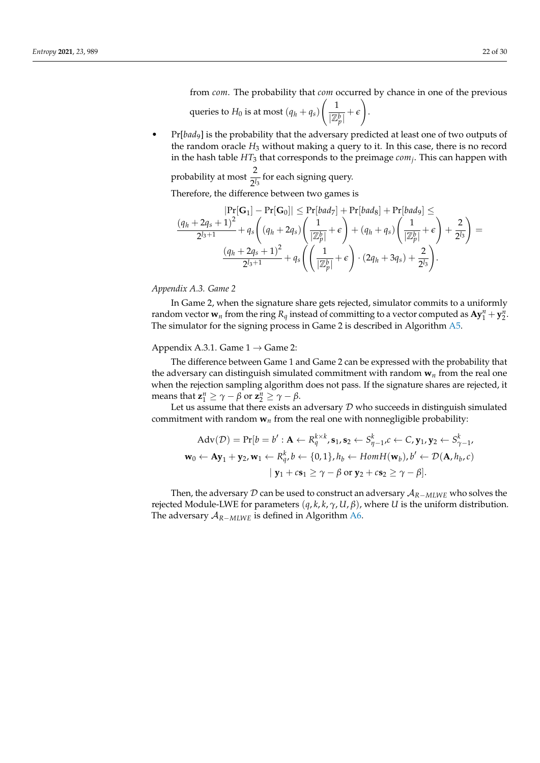from *com*. The probability that *com* occurred by chance in one of the previous queries to $H_0$ is at most $(q_h + q_s)\left(\frac{1}{|\mathbb{Z}_p^b|} + \epsilon\right)$.

- $\Pr[bad_9]$ is the probability that the adversary predicted at least one of two outputs of the random oracle $H_3$ without making a query to it. In this case, there is no record in the hash table $HT_3$ that corresponds to the preimage $com_j$. This can happen with probability at most $\frac{2}{2^{l_3}}$ for each signing query.

  Therefore, the difference between two games is

$$
\begin{gathered}
|\Pr[\mathbf{G}_1] - \Pr[\mathbf{G}_0]| \leq \Pr[bad_7] + \Pr[bad_8] + \Pr[bad_9] \leq \\
\frac{(q_h + 2q_s + 1)^2}{2^{l_3+1}} + q_s\left((q_h + 2q_s)\left(\frac{1}{|\mathbb{Z}_p^b|} + \epsilon\right) + (q_h + q_s)\left(\frac{1}{|\mathbb{Z}_p^b|} + \epsilon\right) + \frac{2}{2^{l_3}}\right) = \\
\frac{(q_h + 2q_s + 1)^2}{2^{l_3+1}} + q_s\left(\left(\frac{1}{|\mathbb{Z}_p^b|} + \epsilon\right) \cdot (2q_h + 3q_s) + \frac{2}{2^{l_3}}\right).
\end{gathered}
$$

*Appendix A.3. Game 2*

In Game 2, when the signature share gets rejected, simulator commits to a uniformly random vector $\mathbf{w}_n$ from the ring $R_q$ instead of committing to a vector computed as $\mathbf{A}\mathbf{y}_1^n + \mathbf{y}_2^n$. The simulator for the signing process in Game 2 is described in Algorithm A5.

Appendix A.3.1. Game 1 → Game 2:

The difference between Game 1 and Game 2 can be expressed with the probability that the adversary can distinguish simulated commitment with random $\mathbf{w}_n$ from the real one when the rejection sampling algorithm does not pass. If the signature shares are rejected, it means that $\mathbf{z}_1^n \geq \gamma - \beta$ or $\mathbf{z}_2^n \geq \gamma - \beta$.

Let us assume that there exists an adversary $\mathcal{D}$ who succeeds in distinguish simulated commitment with random $\mathbf{w}_n$ from the real one with nonnegligible probability:

$$
\begin{gathered}
\mathrm{Adv}(\mathcal{D}) = \Pr[b = b' : \mathbf{A} \leftarrow R_q^{k \times k}, \mathbf{s}_1, \mathbf{s}_2 \leftarrow S_{\eta-1}^k, c \leftarrow C, \mathbf{y}_1, \mathbf{y}_2 \leftarrow S_{\gamma-1}^k, \\
\mathbf{w}_0 \leftarrow \mathbf{A}\mathbf{y}_1 + \mathbf{y}_2, \mathbf{w}_1 \leftarrow R_q^k, b \leftarrow \{0,1\}, h_b \leftarrow HomH(\mathbf{w}_b), b' \leftarrow \mathcal{D}(\mathbf{A}, h_b, c) \\
\mid \mathbf{y}_1 + c\mathbf{s}_1 \geq \gamma - \beta \text{ or } \mathbf{y}_2 + c\mathbf{s}_2 \geq \gamma - \beta].
\end{gathered}
$$

Then, the adversary $\mathcal{D}$ can be used to construct an adversary $\mathcal{A}_{R-MLWE}$ who solves the rejected Module-LWE for parameters $(q, k, k, \gamma, U, \beta)$, where $U$ is the uniform distribution. The adversary $\mathcal{A}_{R-MLWE}$ is defined in Algorithm A6.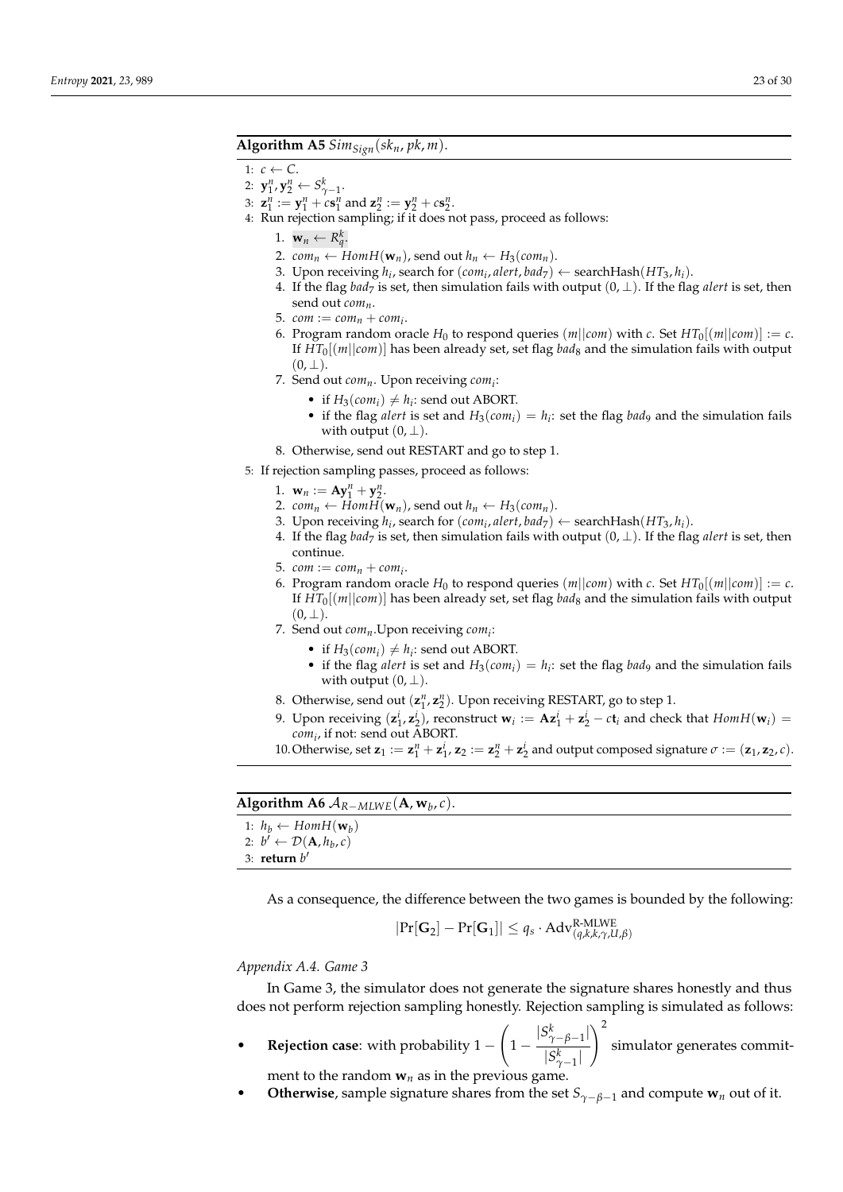**Algorithm A5** $Sim_{Sign}(sk_n, pk, m)$.

1: $c \leftarrow C$.
2: $\mathbf{y}_1^n, \mathbf{y}_2^n \leftarrow S_{\gamma-1}^k$.
3: $\mathbf{z}_1^n := \mathbf{y}_1^n + c\mathbf{s}_1^n$ and $\mathbf{z}_2^n := \mathbf{y}_2^n + c\mathbf{s}_2^n$.
4: Run rejection sampling; if it does not pass, proceed as follows:

1. $\mathbf{w}_n \leftarrow R_q^k$.
2. $com_n \leftarrow HomH(\mathbf{w}_n)$, send out $h_n \leftarrow H_3(com_n)$.
3. Upon receiving $h_i$, search for $(com_i, alert, bad_7) \leftarrow \text{searchHash}(HT_3, h_i)$.
4. If the flag $bad_7$ is set, then simulation fails with output $(0, \perp)$. If the flag $alert$ is set, then send out $com_n$.
5. $com := com_n + com_i$.
6. Program random oracle $H_0$ to respond queries $(m||com)$ with $c$. Set $HT_0[(m||com)] := c$. If $HT_0[(m||com)]$ has been already set, set flag $bad_8$ and the simulation fails with output $(0, \perp)$.
7. Send out $com_n$. Upon receiving $com_i$:
   - if $H_3(com_i) \neq h_i$: send out ABORT.
   - if the flag $alert$ is set and $H_3(com_i) = h_i$: set the flag $bad_9$ and the simulation fails with output $(0, \perp)$.
8. Otherwise, send out RESTART and go to step 1.

5: If rejection sampling passes, proceed as follows:

1. $\mathbf{w}_n := \mathbf{A}\mathbf{y}_1^n + \mathbf{y}_2^n$.
2. $com_n \leftarrow HomH(\mathbf{w}_n)$, send out $h_n \leftarrow H_3(com_n)$.
3. Upon receiving $h_i$, search for $(com_i, alert, bad_7) \leftarrow \text{searchHash}(HT_3, h_i)$.
4. If the flag $bad_7$ is set, then simulation fails with output $(0, \perp)$. If the flag $alert$ is set, then continue.
5. $com := com_n + com_i$.
6. Program random oracle $H_0$ to respond queries $(m||com)$ with $c$. Set $HT_0[(m||com)] := c$. If $HT_0[(m||com)]$ has been already set, set flag $bad_8$ and the simulation fails with output $(0, \perp)$.
7. Send out $com_n$.Upon receiving $com_i$:
   - if $H_3(com_i) \neq h_i$: send out ABORT.
   - if the flag $alert$ is set and $H_3(com_i) = h_i$: set the flag $bad_9$ and the simulation fails with output $(0, \perp)$.
8. Otherwise, send out $(\mathbf{z}_1^n, \mathbf{z}_2^n)$. Upon receiving RESTART, go to step 1.
9. Upon receiving $(\mathbf{z}_1^i, \mathbf{z}_2^i)$, reconstruct $\mathbf{w}_i := \mathbf{A}\mathbf{z}_1^i + \mathbf{z}_2^i - c\mathbf{t}_i$ and check that $HomH(\mathbf{w}_i) = com_i$, if not: send out ABORT.
10. Otherwise, set $\mathbf{z}_1 := \mathbf{z}_1^n + \mathbf{z}_1^i$, $\mathbf{z}_2 := \mathbf{z}_2^n + \mathbf{z}_2^i$ and output composed signature $\sigma := (\mathbf{z}_1, \mathbf{z}_2, c)$.

**Algorithm A6** $\mathcal{A}_{R-MLWE}(\mathbf{A}, \mathbf{w}_b, c)$.

1: $h_b \leftarrow HomH(\mathbf{w}_b)$
2: $b' \leftarrow \mathcal{D}(\mathbf{A}, h_b, c)$
3: **return** $b'$

As a consequence, the difference between the two games is bounded by the following:

$$|\Pr[\mathbf{G}_2] - \Pr[\mathbf{G}_1]| \leq q_s \cdot \text{Adv}^{\text{R-MLWE}}_{(q,k,k,\gamma,\mathcal{U},\beta)}$$

*Appendix A.4. Game 3*

In Game 3, the simulator does not generate the signature shares honestly and thus does not perform rejection sampling honestly. Rejection sampling is simulated as follows:

- **Rejection case**: with probability $1 - \left(1 - \dfrac{|S^k_{\gamma-\beta-1}|}{|S^k_{\gamma-1}|}\right)^2$ simulator generates commitment to the random $\mathbf{w}_n$ as in the previous game.
- **Otherwise**, sample signature shares from the set $S_{\gamma-\beta-1}$ and compute $\mathbf{w}_n$ out of it.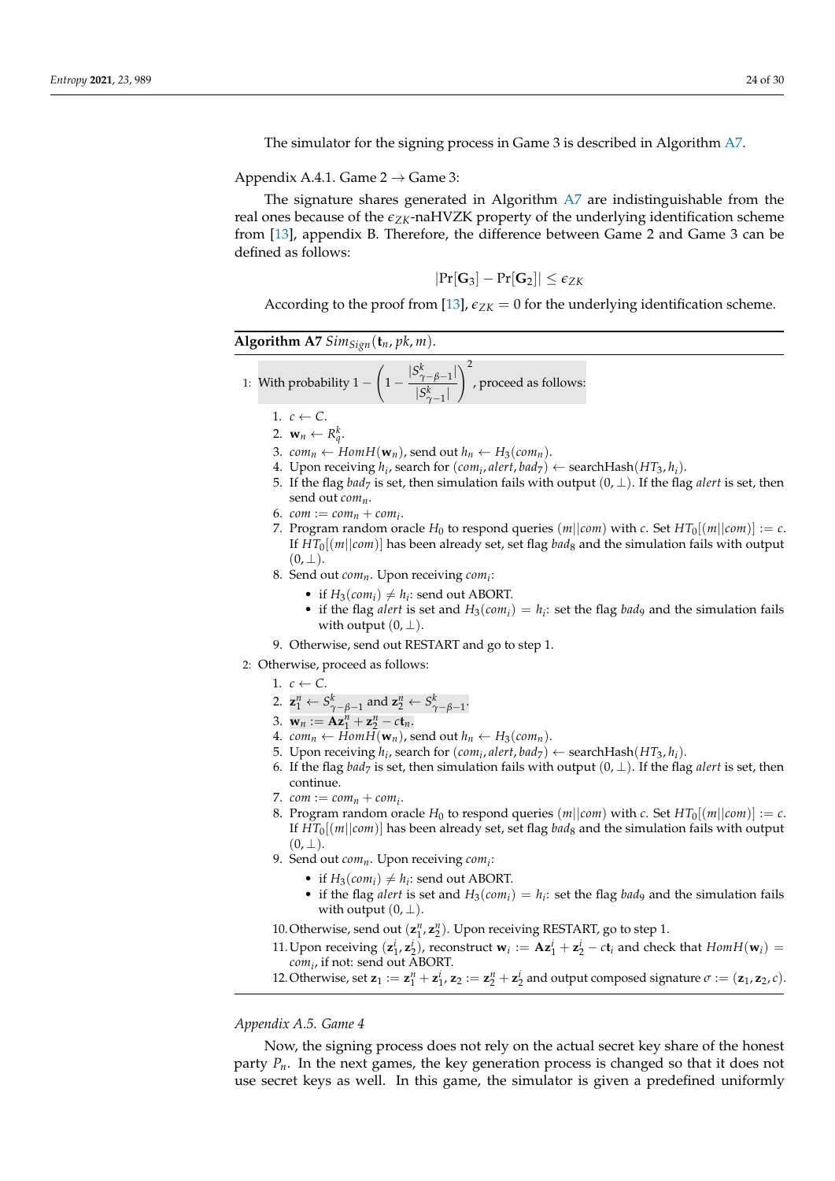The simulator for the signing process in Game 3 is described in Algorithm A7.

Appendix A.4.1. Game 2 → Game 3:

The signature shares generated in Algorithm A7 are indistinguishable from the real ones because of the $\epsilon_{ZK}$-naHVZK property of the underlying identification scheme from [13], appendix B. Therefore, the difference between Game 2 and Game 3 can be defined as follows:

$$|\Pr[\mathbf{G}_3] - \Pr[\mathbf{G}_2]| \leq \epsilon_{ZK}$$

According to the proof from [13], $\epsilon_{ZK} = 0$ for the underlying identification scheme.

**Algorithm A7** $Sim_{Sign}(\mathbf{t}_n, pk, m)$.

1: With probability $1 - \left(1 - \frac{|S^k_{\gamma-\beta-1}|}{|S^k_{\gamma-1}|}\right)^2$, proceed as follows:

1. $c \leftarrow C$.
2. $\mathbf{w}_n \leftarrow R^k_q$.
3. $com_n \leftarrow HomH(\mathbf{w}_n)$, send out $h_n \leftarrow H_3(com_n)$.
4. Upon receiving $h_i$, search for $(com_i, alert, bad_7) \leftarrow \text{searchHash}(HT_3, h_i)$.
5. If the flag $bad_7$ is set, then simulation fails with output $(0, \perp)$. If the flag $alert$ is set, then send out $com_n$.
6. $com := com_n + com_i$.
7. Program random oracle $H_0$ to respond queries $(m||com)$ with $c$. Set $HT_0[(m||com)] := c$. If $HT_0[(m||com)]$ has been already set, set flag $bad_8$ and the simulation fails with output $(0, \perp)$.
8. Send out $com_n$. Upon receiving $com_i$:
   - if $H_3(com_i) \neq h_i$: send out ABORT.
   - if the flag $alert$ is set and $H_3(com_i) = h_i$: set the flag $bad_9$ and the simulation fails with output $(0, \perp)$.
9. Otherwise, send out RESTART and go to step 1.

2: Otherwise, proceed as follows:

1. $c \leftarrow C$.
2. $\mathbf{z}^n_1 \leftarrow S^k_{\gamma-\beta-1}$ and $\mathbf{z}^n_2 \leftarrow S^k_{\gamma-\beta-1}$.
3. $\mathbf{w}_n := \mathbf{A}\mathbf{z}^n_1 + \mathbf{z}^n_2 - c\mathbf{t}_n$.
4. $com_n \leftarrow HomH(\mathbf{w}_n)$, send out $h_n \leftarrow H_3(com_n)$.
5. Upon receiving $h_i$, search for $(com_i, alert, bad_7) \leftarrow \text{searchHash}(HT_3, h_i)$.
6. If the flag $bad_7$ is set, then simulation fails with output $(0, \perp)$. If the flag $alert$ is set, then continue.
7. $com := com_n + com_i$.
8. Program random oracle $H_0$ to respond queries $(m||com)$ with $c$. Set $HT_0[(m||com)] := c$. If $HT_0[(m||com)]$ has been already set, set flag $bad_8$ and the simulation fails with output $(0, \perp)$.
9. Send out $com_n$. Upon receiving $com_i$:
   - if $H_3(com_i) \neq h_i$: send out ABORT.
   - if the flag $alert$ is set and $H_3(com_i) = h_i$: set the flag $bad_9$ and the simulation fails with output $(0, \perp)$.
10. Otherwise, send out $(\mathbf{z}^n_1, \mathbf{z}^n_2)$. Upon receiving RESTART, go to step 1.
11. Upon receiving $(\mathbf{z}^i_1, \mathbf{z}^i_2)$, reconstruct $\mathbf{w}_i := \mathbf{A}\mathbf{z}^i_1 + \mathbf{z}^i_2 - c\mathbf{t}_i$ and check that $HomH(\mathbf{w}_i) = com_i$, if not: send out ABORT.
12. Otherwise, set $\mathbf{z}_1 := \mathbf{z}^n_1 + \mathbf{z}^i_1$, $\mathbf{z}_2 := \mathbf{z}^n_2 + \mathbf{z}^i_2$ and output composed signature $\sigma := (\mathbf{z}_1, \mathbf{z}_2, c)$.

*Appendix A.5. Game 4*

Now, the signing process does not rely on the actual secret key share of the honest party $P_n$. In the next games, the key generation process is changed so that it does not use secret keys as well. In this game, the simulator is given a predefined uniformly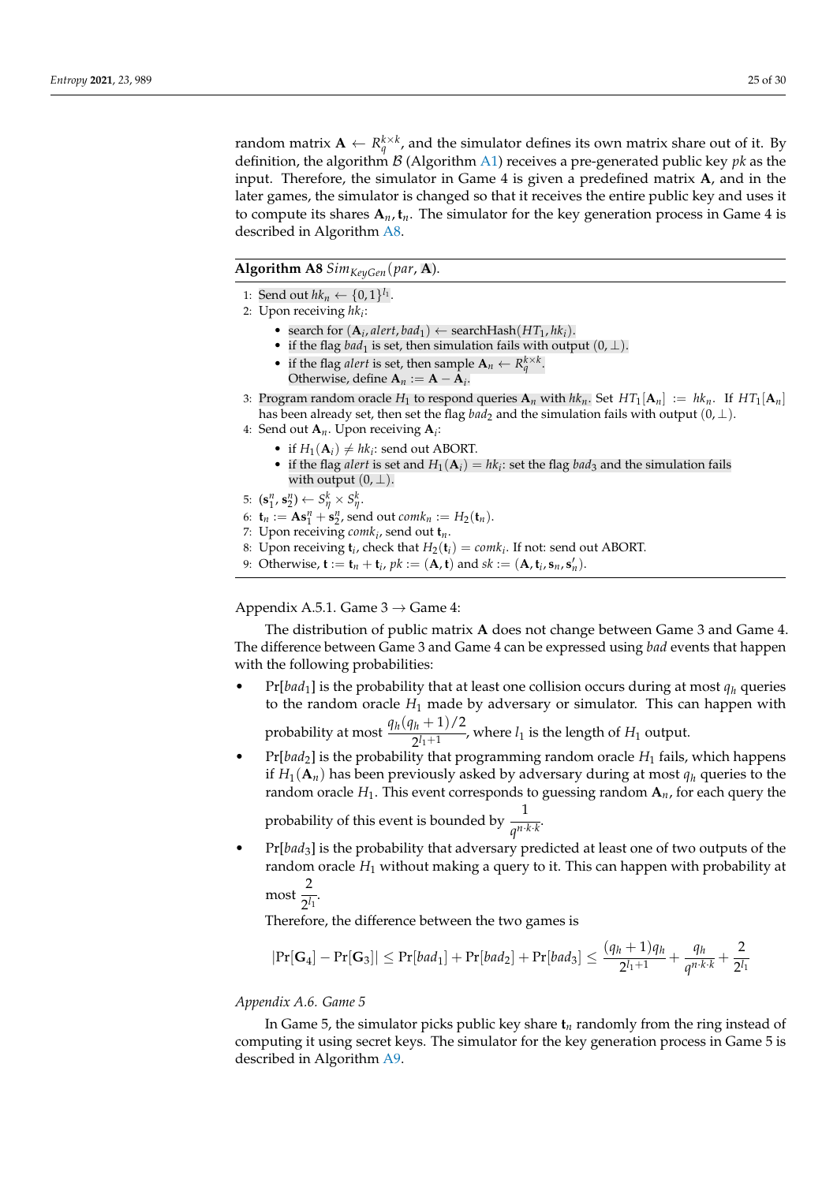random matrix $\mathbf{A} \leftarrow R_q^{k\times k}$, and the simulator defines its own matrix share out of it. By definition, the algorithm $\mathcal{B}$ (Algorithm A1) receives a pre-generated public key $pk$ as the input. Therefore, the simulator in Game 4 is given a predefined matrix $\mathbf{A}$, and in the later games, the simulator is changed so that it receives the entire public key and uses it to compute its shares $\mathbf{A}_n, \mathbf{t}_n$. The simulator for the key generation process in Game 4 is described in Algorithm A8.

**Algorithm A8** $Sim_{KeyGen}(par, \mathbf{A})$.

1: Send out $hk_n \leftarrow \{0,1\}^{l_1}$.
2: Upon receiving $hk_i$:
- search for $(\mathbf{A}_i, alert, bad_1) \leftarrow \text{searchHash}(HT_1, hk_i)$.
- if the flag $bad_1$ is set, then simulation fails with output $(0, \perp)$.
- if the flag $alert$ is set, then sample $\mathbf{A}_n \leftarrow R_q^{k\times k}$.
  Otherwise, define $\mathbf{A}_n := \mathbf{A} - \mathbf{A}_i$.

3: Program random oracle $H_1$ to respond queries $\mathbf{A}_n$ with $hk_n$. Set $HT_1[\mathbf{A}_n] := hk_n$. If $HT_1[\mathbf{A}_n]$ has been already set, then set the flag $bad_2$ and the simulation fails with output $(0, \perp)$.
4: Send out $\mathbf{A}_n$. Upon receiving $\mathbf{A}_i$:
- if $H_1(\mathbf{A}_i) \neq hk_i$: send out ABORT.
- if the flag $alert$ is set and $H_1(\mathbf{A}_i) = hk_i$: set the flag $bad_3$ and the simulation fails with output $(0, \perp)$.

5: $(\mathbf{s}_1^n, \mathbf{s}_2^n) \leftarrow S_\eta^k \times S_\eta^k$.
6: $\mathbf{t}_n := \mathbf{A}\mathbf{s}_1^n + \mathbf{s}_2^n$, send out $comk_n := H_2(\mathbf{t}_n)$.
7: Upon receiving $comk_i$, send out $\mathbf{t}_n$.
8: Upon receiving $\mathbf{t}_i$, check that $H_2(\mathbf{t}_i) = comk_i$. If not: send out ABORT.
9: Otherwise, $\mathbf{t} := \mathbf{t}_n + \mathbf{t}_i$, $pk := (\mathbf{A}, \mathbf{t})$ and $sk := (\mathbf{A}, \mathbf{t}_i, \mathbf{s}_n, \mathbf{s}'_n)$.

Appendix A.5.1. Game 3 → Game 4:

The distribution of public matrix $\mathbf{A}$ does not change between Game 3 and Game 4. The difference between Game 3 and Game 4 can be expressed using $bad$ events that happen with the following probabilities:

- $\Pr[bad_1]$ is the probability that at least one collision occurs during at most $q_h$ queries to the random oracle $H_1$ made by adversary or simulator. This can happen with probability at most $\dfrac{q_h(q_h+1)/2}{2^{l_1+1}}$, where $l_1$ is the length of $H_1$ output.
- $\Pr[bad_2]$ is the probability that programming random oracle $H_1$ fails, which happens if $H_1(\mathbf{A}_n)$ has been previously asked by adversary during at most $q_h$ queries to the random oracle $H_1$. This event corresponds to guessing random $\mathbf{A}_n$, for each query the probability of this event is bounded by $\dfrac{1}{q^{n\cdot k\cdot k}}$.
- $\Pr[bad_3]$ is the probability that adversary predicted at least one of two outputs of the random oracle $H_1$ without making a query to it. This can happen with probability at most $\dfrac{2}{2^{l_1}}$.

  Therefore, the difference between the two games is

$$|\Pr[\mathbf{G}_4] - \Pr[\mathbf{G}_3]| \leq \Pr[bad_1] + \Pr[bad_2] + \Pr[bad_3] \leq \frac{(q_h+1)q_h}{2^{l_1+1}} + \frac{q_h}{q^{n\cdot k\cdot k}} + \frac{2}{2^{l_1}}$$

*Appendix A.6. Game 5*

In Game 5, the simulator picks public key share $\mathbf{t}_n$ randomly from the ring instead of computing it using secret keys. The simulator for the key generation process in Game 5 is described in Algorithm A9.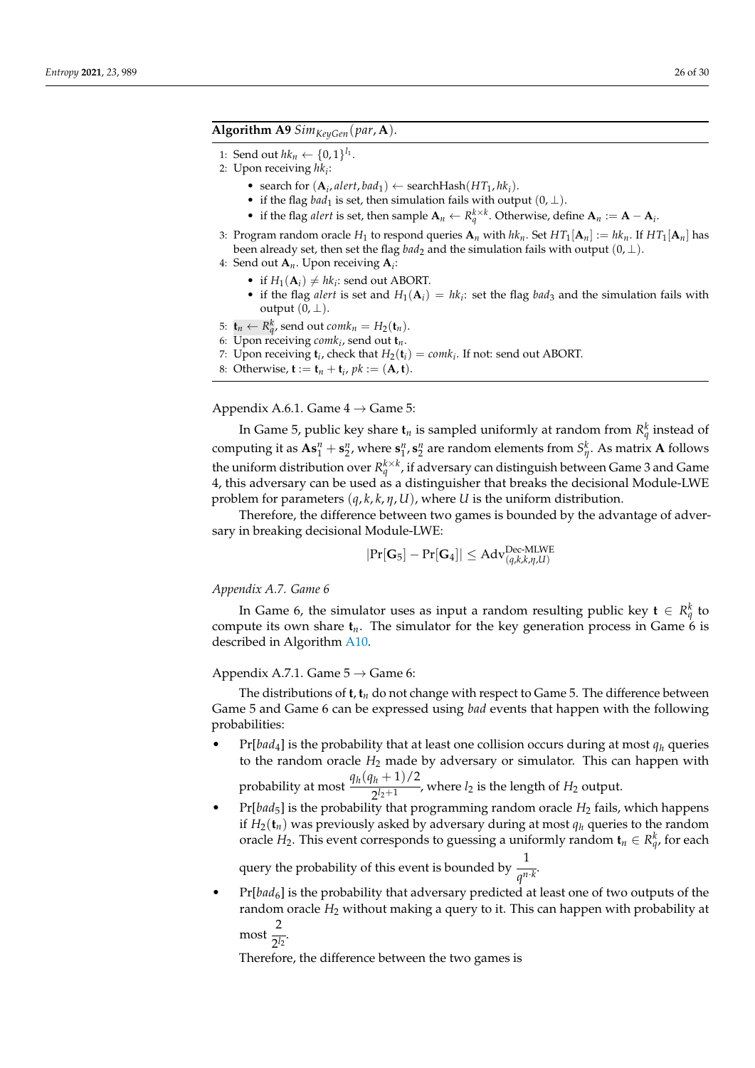**Algorithm A9** $Sim_{KeyGen}(par, \mathbf{A})$.

1: Send out $hk_n \leftarrow \{0,1\}^{l_1}$.
2: Upon receiving $hk_i$:
   - search for $(\mathbf{A}_i, alert, bad_1) \leftarrow \text{searchHash}(HT_1, hk_i)$.
   - if the flag $bad_1$ is set, then simulation fails with output $(0, \perp)$.
   - if the flag $alert$ is set, then sample $\mathbf{A}_n \leftarrow R_q^{k \times k}$. Otherwise, define $\mathbf{A}_n := \mathbf{A} - \mathbf{A}_i$.
3: Program random oracle $H_1$ to respond queries $\mathbf{A}_n$ with $hk_n$. Set $HT_1[\mathbf{A}_n] := hk_n$. If $HT_1[\mathbf{A}_n]$ has been already set, then set the flag $bad_2$ and the simulation fails with output $(0, \perp)$.
4: Send out $\mathbf{A}_n$. Upon receiving $\mathbf{A}_i$:
   - if $H_1(\mathbf{A}_i) \neq hk_i$: send out ABORT.
   - if the flag $alert$ is set and $H_1(\mathbf{A}_i) = hk_i$: set the flag $bad_3$ and the simulation fails with output $(0, \perp)$.
5: $\mathbf{t}_n \leftarrow R_q^k$, send out $comk_n = H_2(\mathbf{t}_n)$.
6: Upon receiving $comk_i$, send out $\mathbf{t}_n$.
7: Upon receiving $\mathbf{t}_i$, check that $H_2(\mathbf{t}_i) = comk_i$. If not: send out ABORT.
8: Otherwise, $\mathbf{t} := \mathbf{t}_n + \mathbf{t}_i$, $pk := (\mathbf{A}, \mathbf{t})$.

Appendix A.6.1. Game 4 → Game 5:

In Game 5, public key share $\mathbf{t}_n$ is sampled uniformly at random from $R_q^k$ instead of computing it as $\mathbf{A}\mathbf{s}_1^n + \mathbf{s}_2^n$, where $\mathbf{s}_1^n, \mathbf{s}_2^n$ are random elements from $S_\eta^k$. As matrix $\mathbf{A}$ follows the uniform distribution over $R_q^{k \times k}$, if adversary can distinguish between Game 3 and Game 4, this adversary can be used as a distinguisher that breaks the decisional Module-LWE problem for parameters $(q, k, k, \eta, U)$, where $U$ is the uniform distribution.

Therefore, the difference between two games is bounded by the advantage of adversary in breaking decisional Module-LWE:

$$|\Pr[\mathbf{G}_5] - \Pr[\mathbf{G}_4]| \leq \text{Adv}_{(q,k,k,\eta,U)}^{\text{Dec-MLWE}}$$

*Appendix A.7. Game 6*

In Game 6, the simulator uses as input a random resulting public key $\mathbf{t} \in R_q^k$ to compute its own share $\mathbf{t}_n$. The simulator for the key generation process in Game 6 is described in Algorithm A10.

Appendix A.7.1. Game 5 → Game 6:

The distributions of $\mathbf{t}, \mathbf{t}_n$ do not change with respect to Game 5. The difference between Game 5 and Game 6 can be expressed using *bad* events that happen with the following probabilities:

- $\Pr[bad_4]$ is the probability that at least one collision occurs during at most $q_h$ queries to the random oracle $H_2$ made by adversary or simulator. This can happen with probability at most $\dfrac{q_h(q_h+1)/2}{2^{l_2+1}}$, where $l_2$ is the length of $H_2$ output.
- $\Pr[bad_5]$ is the probability that programming random oracle $H_2$ fails, which happens if $H_2(\mathbf{t}_n)$ was previously asked by adversary during at most $q_h$ queries to the random oracle $H_2$. This event corresponds to guessing a uniformly random $\mathbf{t}_n \in R_q^k$, for each query the probability of this event is bounded by $\dfrac{1}{q^{n \cdot k}}$.
- $\Pr[bad_6]$ is the probability that adversary predicted at least one of two outputs of the random oracle $H_2$ without making a query to it. This can happen with probability at most $\dfrac{2}{2^{l_2}}$.

Therefore, the difference between the two games is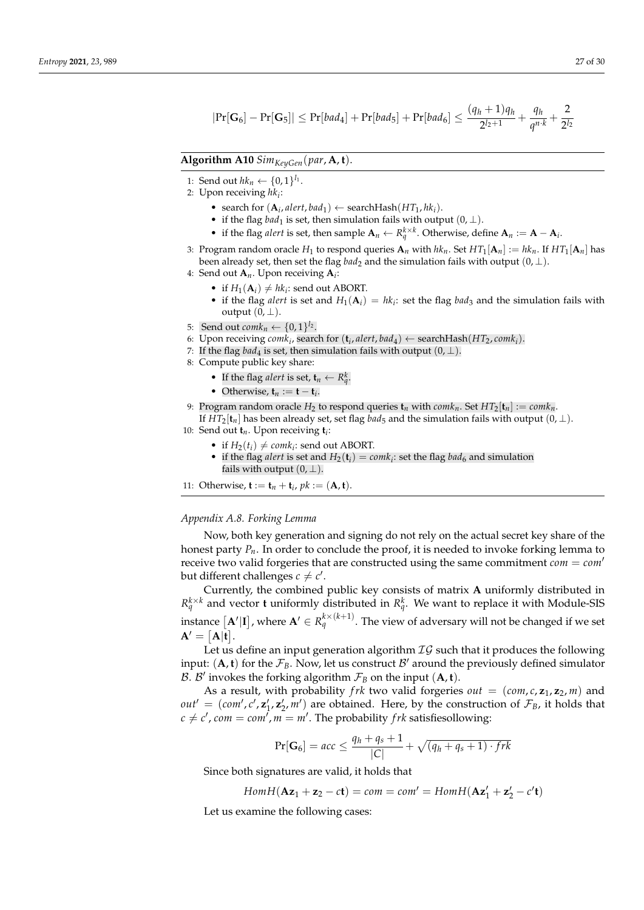$$|\Pr[\mathbf{G}_6] - \Pr[\mathbf{G}_5]| \leq \Pr[bad_4] + \Pr[bad_5] + \Pr[bad_6] \leq \frac{(q_h+1)q_h}{2^{l_2+1}} + \frac{q_h}{q^{n \cdot k}} + \frac{2}{2^{l_2}}$$

**Algorithm A10** $Sim_{KeyGen}(par, \mathbf{A}, \mathbf{t})$.

1: Send out $hk_n \leftarrow \{0,1\}^{l_1}$.
2: Upon receiving $hk_i$:
   - search for $(\mathbf{A}_i, alert, bad_1) \leftarrow \text{searchHash}(HT_1, hk_i)$.
   - if the flag $bad_1$ is set, then simulation fails with output $(0, \perp)$.
   - if the flag $alert$ is set, then sample $\mathbf{A}_n \leftarrow R_q^{k \times k}$. Otherwise, define $\mathbf{A}_n := \mathbf{A} - \mathbf{A}_i$.
3: Program random oracle $H_1$ to respond queries $\mathbf{A}_n$ with $hk_n$. Set $HT_1[\mathbf{A}_n] := hk_n$. If $HT_1[\mathbf{A}_n]$ has been already set, then set the flag $bad_2$ and the simulation fails with output $(0, \perp)$.
4: Send out $\mathbf{A}_n$. Upon receiving $\mathbf{A}_i$:
   - if $H_1(\mathbf{A}_i) \neq hk_i$: send out ABORT.
   - if the flag $alert$ is set and $H_1(\mathbf{A}_i) = hk_i$: set the flag $bad_3$ and the simulation fails with output $(0, \perp)$.
5: Send out $comk_n \leftarrow \{0,1\}^{l_2}$.
6: Upon receiving $comk_i$, search for $(\mathbf{t}_i, alert, bad_4) \leftarrow \text{searchHash}(HT_2, comk_i)$.
7: If the flag $bad_4$ is set, then simulation fails with output $(0, \perp)$.
8: Compute public key share:
   - If the flag $alert$ is set, $\mathbf{t}_n \leftarrow R_q^k$.
   - Otherwise, $\mathbf{t}_n := \mathbf{t} - \mathbf{t}_i$.
9: Program random oracle $H_2$ to respond queries $\mathbf{t}_n$ with $comk_n$. Set $HT_2[\mathbf{t}_n] := comk_n$.
   If $HT_2[\mathbf{t}_n]$ has been already set, set flag $bad_5$ and the simulation fails with output $(0, \perp)$.
10: Send out $\mathbf{t}_n$. Upon receiving $\mathbf{t}_i$:
   - if $H_2(t_i) \neq comk_i$: send out ABORT.
   - if the flag $alert$ is set and $H_2(\mathbf{t}_i) = comk_i$: set the flag $bad_6$ and simulation fails with output $(0, \perp)$.
11: Otherwise, $\mathbf{t} := \mathbf{t}_n + \mathbf{t}_i$, $pk := (\mathbf{A}, \mathbf{t})$.

*Appendix A.8. Forking Lemma*

Now, both key generation and signing do not rely on the actual secret key share of the honest party $P_n$. In order to conclude the proof, it is needed to invoke forking lemma to receive two valid forgeries that are constructed using the same commitment $com = com'$ but different challenges $c \neq c'$.

Currently, the combined public key consists of matrix $\mathbf{A}$ uniformly distributed in $R_q^{k \times k}$ and vector $\mathbf{t}$ uniformly distributed in $R_q^k$. We want to replace it with Module-SIS instance $[\mathbf{A}'|\mathbf{I}]$, where $\mathbf{A}' \in R_q^{k \times (k+1)}$. The view of adversary will not be changed if we set $\mathbf{A}' = [\mathbf{A}|\mathbf{t}]$.

Let us define an input generation algorithm $\mathcal{IG}$ such that it produces the following input: $(\mathbf{A}, \mathbf{t})$ for the $\mathcal{F}_B$. Now, let us construct $\mathcal{B}'$ around the previously defined simulator $\mathcal{B}$. $\mathcal{B}'$ invokes the forking algorithm $\mathcal{F}_B$ on the input $(\mathbf{A}, \mathbf{t})$.

As a result, with probability $frk$ two valid forgeries $out = (com, c, \mathbf{z}_1, \mathbf{z}_2, m)$ and $out' = (com', c', \mathbf{z}_1', \mathbf{z}_2', m')$ are obtained. Here, by the construction of $\mathcal{F}_B$, it holds that $c \neq c'$, $com = com'$, $m = m'$. The probability $frk$ satisfiesollowing:

$$\Pr[\mathbf{G}_6] = acc \leq \frac{q_h + q_s + 1}{|C|} + \sqrt{(q_h + q_s + 1) \cdot frk}$$

Since both signatures are valid, it holds that

$$HomH(\mathbf{A}\mathbf{z}_1 + \mathbf{z}_2 - c\mathbf{t}) = com = com' = HomH(\mathbf{A}\mathbf{z}_1' + \mathbf{z}_2' - c'\mathbf{t})$$

Let us examine the following cases: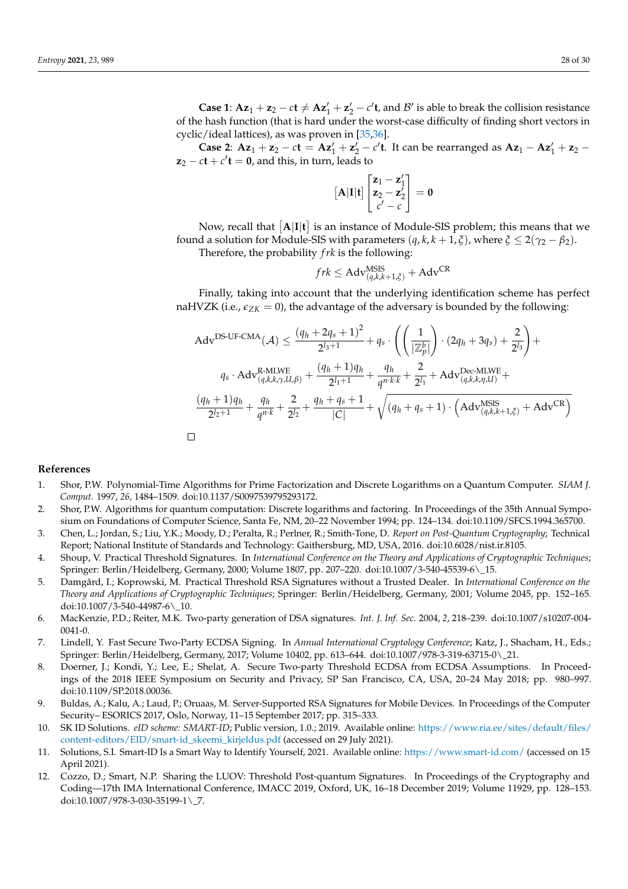**Case 1**: $\mathbf{A}\mathbf{z}_1 + \mathbf{z}_2 - c\mathbf{t} \neq \mathbf{A}\mathbf{z}_1' + \mathbf{z}_2' - c'\mathbf{t}$, and $\mathcal{B}'$ is able to break the collision resistance of the hash function (that is hard under the worst-case difficulty of finding short vectors in cyclic/ideal lattices), as was proven in [35,36].

**Case 2**: $\mathbf{A}\mathbf{z}_1 + \mathbf{z}_2 - c\mathbf{t} = \mathbf{A}\mathbf{z}_1' + \mathbf{z}_2' - c'\mathbf{t}$. It can be rearranged as $\mathbf{A}\mathbf{z}_1 - \mathbf{A}\mathbf{z}_1' + \mathbf{z}_2 - \mathbf{z}_2 - c\mathbf{t} + c'\mathbf{t} = \mathbf{0}$, and this, in turn, leads to

$$\left[\mathbf{A}|\mathbf{I}|\mathbf{t}\right]\begin{bmatrix}\mathbf{z}_1 - \mathbf{z}_1' \\ \mathbf{z}_2 - \mathbf{z}_2' \\ c' - c\end{bmatrix} = \mathbf{0}$$

Now, recall that $\left[\mathbf{A}|\mathbf{I}|\mathbf{t}\right]$ is an instance of Module-SIS problem; this means that we found a solution for Module-SIS with parameters $(q, k, k+1, \xi)$, where $\xi \leq 2(\gamma_2 - \beta_2)$.

Therefore, the probability $frk$ is the following:

$$frk \leq \mathrm{Adv}^{\mathrm{MSIS}}_{(q,k,k+1,\xi)} + \mathrm{Adv}^{\mathrm{CR}}$$

Finally, taking into account that the underlying identification scheme has perfect naHVZK (i.e., $\epsilon_{ZK} = 0$), the advantage of the adversary is bounded by the following:

$$\begin{aligned}\mathrm{Adv}^{\text{DS-UF-CMA}}(\mathcal{A}) \leq \frac{(q_h + 2q_s + 1)^2}{2^{l_3+1}} + q_s \cdot \left(\left(\frac{1}{|\mathbb{Z}_p^b|}\right) \cdot (2q_h + 3q_s) + \frac{2}{2^{l_3}}\right) + \\ q_s \cdot \mathrm{Adv}^{\text{R-MLWE}}_{(q,k,k,\gamma,U,\beta)} + \frac{(q_h+1)q_h}{2^{l_1+1}} + \frac{q_h}{q^{n\cdot k\cdot k}} + \frac{2}{2^{l_1}} + \mathrm{Adv}^{\text{Dec-MLWE}}_{(q,k,k,\eta,U)} + \\ \frac{(q_h+1)q_h}{2^{l_2+1}} + \frac{q_h}{q^{n\cdot k}} + \frac{2}{2^{l_2}} + \frac{q_h + q_s + 1}{|C|} + \sqrt{(q_h + q_s + 1) \cdot \left(\mathrm{Adv}^{\mathrm{MSIS}}_{(q,k,k+1,\xi)} + \mathrm{Adv}^{\mathrm{CR}}\right)}\end{aligned}$$

□

## References

1. Shor, P.W. Polynomial-Time Algorithms for Prime Factorization and Discrete Logarithms on a Quantum Computer. *SIAM J. Comput.* 1997, *26*, 1484–1509. doi:10.1137/S0097539795293172.
2. Shor, P.W. Algorithms for quantum computation: Discrete logarithms and factoring. In Proceedings of the 35th Annual Symposium on Foundations of Computer Science, Santa Fe, NM, 20–22 November 1994; pp. 124–134. doi:10.1109/SFCS.1994.365700.
3. Chen, L.; Jordan, S.; Liu, Y.K.; Moody, D.; Peralta, R.; Perlner, R.; Smith-Tone, D. *Report on Post-Quantum Cryptography*; Technical Report; National Institute of Standards and Technology: Gaithersburg, MD, USA, 2016. doi:10.6028/nist.ir.8105.
4. Shoup, V. Practical Threshold Signatures. In *International Conference on the Theory and Applications of Cryptographic Techniques*; Springer: Berlin/Heidelberg, Germany, 2000; Volume 1807, pp. 207–220. doi:10.1007/3-540-45539-6\_15.
5. Damgård, I.; Koprowski, M. Practical Threshold RSA Signatures without a Trusted Dealer. In *International Conference on the Theory and Applications of Cryptographic Techniques*; Springer: Berlin/Heidelberg, Germany, 2001; Volume 2045, pp. 152–165. doi:10.1007/3-540-44987-6\_10.
6. MacKenzie, P.D.; Reiter, M.K. Two-party generation of DSA signatures. *Int. J. Inf. Sec.* 2004, *2*, 218–239. doi:10.1007/s10207-004-0041-0.
7. Lindell, Y. Fast Secure Two-Party ECDSA Signing. In *Annual International Cryptology Conference*; Katz, J., Shacham, H., Eds.; Springer: Berlin/Heidelberg, Germany, 2017; Volume 10402, pp. 613–644. doi:10.1007/978-3-319-63715-0\_21.
8. Doerner, J.; Kondi, Y.; Lee, E.; Shelat, A. Secure Two-party Threshold ECDSA from ECDSA Assumptions. In Proceedings of the 2018 IEEE Symposium on Security and Privacy, SP San Francisco, CA, USA, 20–24 May 2018; pp. 980–997. doi:10.1109/SP.2018.00036.
9. Buldas, A.; Kalu, A.; Laud, P.; Oruaas, M. Server-Supported RSA Signatures for Mobile Devices. In Proceedings of the Computer Security– ESORICS 2017, Oslo, Norway, 11–15 September 2017; pp. 315–333.
10. SK ID Solutions. *eID scheme: SMART-ID*; Public version, 1.0.; 2019. Available online: https://www.ria.ee/sites/default/files/content-editors/EID/smart-id_skeemi_kirjeldus.pdf (accessed on 29 July 2021).
11. Solutions, S.I. Smart-ID Is a Smart Way to Identify Yourself, 2021. Available online: https://www.smart-id.com/ (accessed on 15 April 2021).
12. Cozzo, D.; Smart, N.P. Sharing the LUOV: Threshold Post-quantum Signatures. In Proceedings of the Cryptography and Coding—17th IMA International Conference, IMACC 2019, Oxford, UK, 16–18 December 2019; Volume 11929, pp. 128–153. doi:10.1007/978-3-030-35199-1\_7.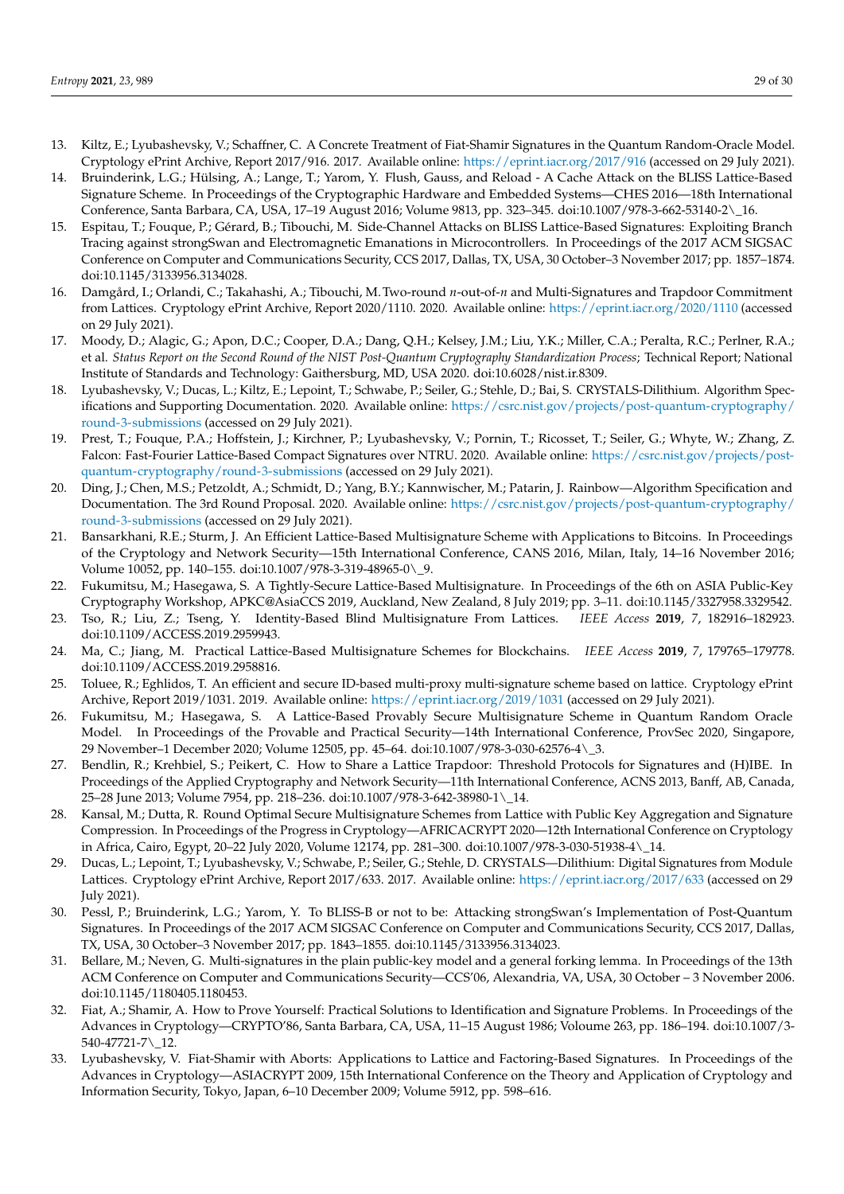13. Kiltz, E.; Lyubashevsky, V.; Schaffner, C. A Concrete Treatment of Fiat-Shamir Signatures in the Quantum Random-Oracle Model. Cryptology ePrint Archive, Report 2017/916. 2017. Available online: https://eprint.iacr.org/2017/916 (accessed on 29 July 2021).
14. Bruinderink, L.G.; Hülsing, A.; Lange, T.; Yarom, Y. Flush, Gauss, and Reload - A Cache Attack on the BLISS Lattice-Based Signature Scheme. In Proceedings of the Cryptographic Hardware and Embedded Systems—CHES 2016—18th International Conference, Santa Barbara, CA, USA, 17–19 August 2016; Volume 9813, pp. 323–345. doi:10.1007/978-3-662-53140-2\_16.
15. Espitau, T.; Fouque, P.; Gérard, B.; Tibouchi, M. Side-Channel Attacks on BLISS Lattice-Based Signatures: Exploiting Branch Tracing against strongSwan and Electromagnetic Emanations in Microcontrollers. In Proceedings of the 2017 ACM SIGSAC Conference on Computer and Communications Security, CCS 2017, Dallas, TX, USA, 30 October–3 November 2017; pp. 1857–1874. doi:10.1145/3133956.3134028.
16. Damgård, I.; Orlandi, C.; Takahashi, A.; Tibouchi, M. Two-round $n$-out-of-$n$ and Multi-Signatures and Trapdoor Commitment from Lattices. Cryptology ePrint Archive, Report 2020/1110. 2020. Available online: https://eprint.iacr.org/2020/1110 (accessed on 29 July 2021).
17. Moody, D.; Alagic, G.; Apon, D.C.; Cooper, D.A.; Dang, Q.H.; Kelsey, J.M.; Liu, Y.K.; Miller, C.A.; Peralta, R.C.; Perlner, R.A.; et al. *Status Report on the Second Round of the NIST Post-Quantum Cryptography Standardization Process*; Technical Report; National Institute of Standards and Technology: Gaithersburg, MD, USA 2020. doi:10.6028/nist.ir.8309.
18. Lyubashevsky, V.; Ducas, L.; Kiltz, E.; Lepoint, T.; Schwabe, P.; Seiler, G.; Stehle, D.; Bai, S. CRYSTALS-Dilithium. Algorithm Specifications and Supporting Documentation. 2020. Available online: https://csrc.nist.gov/projects/post-quantum-cryptography/round-3-submissions (accessed on 29 July 2021).
19. Prest, T.; Fouque, P.A.; Hoffstein, J.; Kirchner, P.; Lyubashevsky, V.; Pornin, T.; Ricosset, T.; Seiler, G.; Whyte, W.; Zhang, Z. Falcon: Fast-Fourier Lattice-Based Compact Signatures over NTRU. 2020. Available online: https://csrc.nist.gov/projects/post-quantum-cryptography/round-3-submissions (accessed on 29 July 2021).
20. Ding, J.; Chen, M.S.; Petzoldt, A.; Schmidt, D.; Yang, B.Y.; Kannwischer, M.; Patarin, J. Rainbow—Algorithm Specification and Documentation. The 3rd Round Proposal. 2020. Available online: https://csrc.nist.gov/projects/post-quantum-cryptography/round-3-submissions (accessed on 29 July 2021).
21. Bansarkhani, R.E.; Sturm, J. An Efficient Lattice-Based Multisignature Scheme with Applications to Bitcoins. In Proceedings of the Cryptology and Network Security—15th International Conference, CANS 2016, Milan, Italy, 14–16 November 2016; Volume 10052, pp. 140–155. doi:10.1007/978-3-319-48965-0\_9.
22. Fukumitsu, M.; Hasegawa, S. A Tightly-Secure Lattice-Based Multisignature. In Proceedings of the 6th on ASIA Public-Key Cryptography Workshop, APKC@AsiaCCS 2019, Auckland, New Zealand, 8 July 2019; pp. 3–11. doi:10.1145/3327958.3329542.
23. Tso, R.; Liu, Z.; Tseng, Y. Identity-Based Blind Multisignature From Lattices. *IEEE Access* **2019**, *7*, 182916–182923. doi:10.1109/ACCESS.2019.2959943.
24. Ma, C.; Jiang, M. Practical Lattice-Based Multisignature Schemes for Blockchains. *IEEE Access* **2019**, *7*, 179765–179778. doi:10.1109/ACCESS.2019.2958816.
25. Toluee, R.; Eghlidos, T. An efficient and secure ID-based multi-proxy multi-signature scheme based on lattice. Cryptology ePrint Archive, Report 2019/1031. 2019. Available online: https://eprint.iacr.org/2019/1031 (accessed on 29 July 2021).
26. Fukumitsu, M.; Hasegawa, S. A Lattice-Based Provably Secure Multisignature Scheme in Quantum Random Oracle Model. In Proceedings of the Provable and Practical Security—14th International Conference, ProvSec 2020, Singapore, 29 November–1 December 2020; Volume 12505, pp. 45–64. doi:10.1007/978-3-030-62576-4\_3.
27. Bendlin, R.; Krehbiel, S.; Peikert, C. How to Share a Lattice Trapdoor: Threshold Protocols for Signatures and (H)IBE. In Proceedings of the Applied Cryptography and Network Security—11th International Conference, ACNS 2013, Banff, AB, Canada, 25–28 June 2013; Volume 7954, pp. 218–236. doi:10.1007/978-3-642-38980-1\_14.
28. Kansal, M.; Dutta, R. Round Optimal Secure Multisignature Schemes from Lattice with Public Key Aggregation and Signature Compression. In Proceedings of the Progress in Cryptology—AFRICACRYPT 2020—12th International Conference on Cryptology in Africa, Cairo, Egypt, 20–22 July 2020, Volume 12174, pp. 281–300. doi:10.1007/978-3-030-51938-4\_14.
29. Ducas, L.; Lepoint, T.; Lyubashevsky, V.; Schwabe, P.; Seiler, G.; Stehle, D. CRYSTALS—Dilithium: Digital Signatures from Module Lattices. Cryptology ePrint Archive, Report 2017/633. 2017. Available online: https://eprint.iacr.org/2017/633 (accessed on 29 July 2021).
30. Pessl, P.; Bruinderink, L.G.; Yarom, Y. To BLISS-B or not to be: Attacking strongSwan's Implementation of Post-Quantum Signatures. In Proceedings of the 2017 ACM SIGSAC Conference on Computer and Communications Security, CCS 2017, Dallas, TX, USA, 30 October–3 November 2017; pp. 1843–1855. doi:10.1145/3133956.3134023.
31. Bellare, M.; Neven, G. Multi-signatures in the plain public-key model and a general forking lemma. In Proceedings of the 13th ACM Conference on Computer and Communications Security—CCS'06, Alexandria, VA, USA, 30 October – 3 November 2006. doi:10.1145/1180405.1180453.
32. Fiat, A.; Shamir, A. How to Prove Yourself: Practical Solutions to Identification and Signature Problems. In Proceedings of the Advances in Cryptology—CRYPTO'86, Santa Barbara, CA, USA, 11–15 August 1986; Voloume 263, pp. 186–194. doi:10.1007/3-540-47721-7\_12.
33. Lyubashevsky, V. Fiat-Shamir with Aborts: Applications to Lattice and Factoring-Based Signatures. In Proceedings of the Advances in Cryptology—ASIACRYPT 2009, 15th International Conference on the Theory and Application of Cryptology and Information Security, Tokyo, Japan, 6–10 December 2009; Volume 5912, pp. 598–616.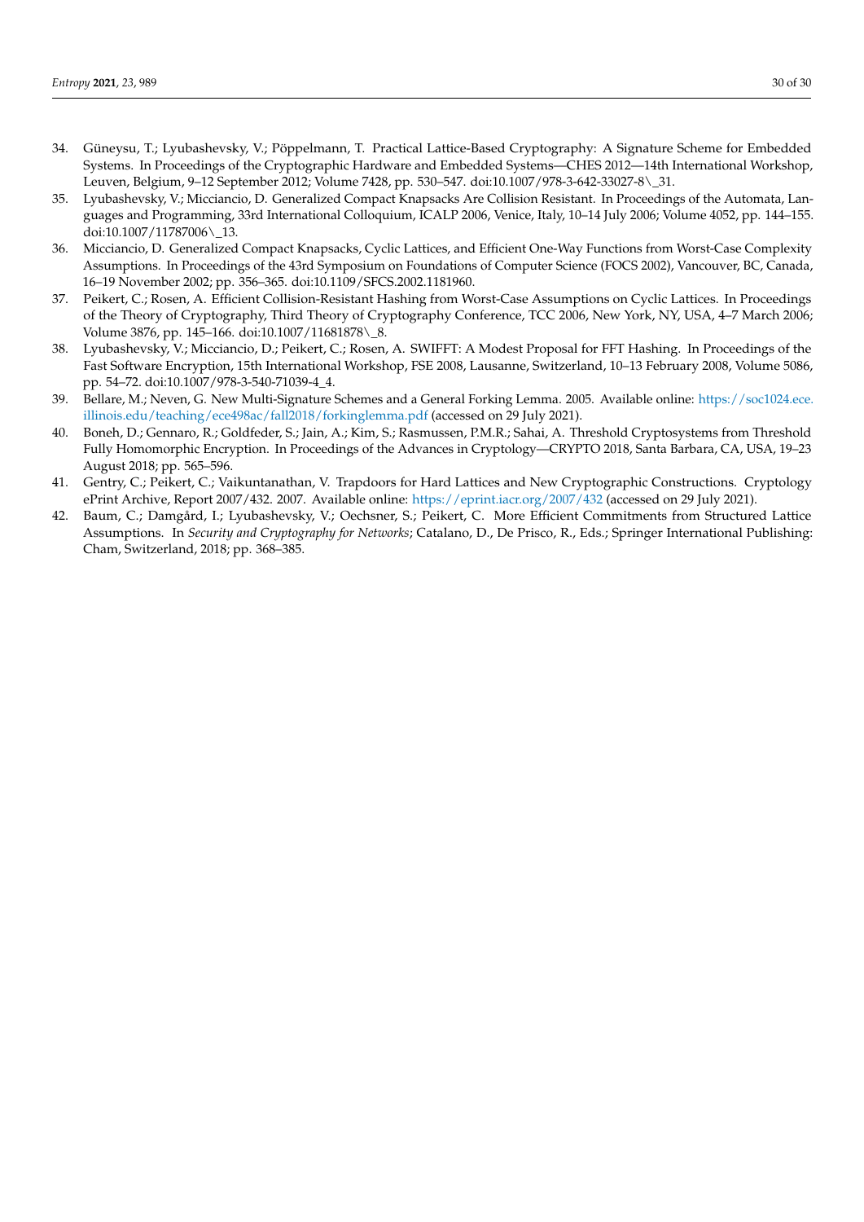34. Güneysu, T.; Lyubashevsky, V.; Pöppelmann, T. Practical Lattice-Based Cryptography: A Signature Scheme for Embedded Systems. In Proceedings of the Cryptographic Hardware and Embedded Systems—CHES 2012—14th International Workshop, Leuven, Belgium, 9–12 September 2012; Volume 7428, pp. 530–547. doi:10.1007/978-3-642-33027-8\_31.
35. Lyubashevsky, V.; Micciancio, D. Generalized Compact Knapsacks Are Collision Resistant. In Proceedings of the Automata, Languages and Programming, 33rd International Colloquium, ICALP 2006, Venice, Italy, 10–14 July 2006; Volume 4052, pp. 144–155. doi:10.1007/11787006\_13.
36. Micciancio, D. Generalized Compact Knapsacks, Cyclic Lattices, and Efficient One-Way Functions from Worst-Case Complexity Assumptions. In Proceedings of the 43rd Symposium on Foundations of Computer Science (FOCS 2002), Vancouver, BC, Canada, 16–19 November 2002; pp. 356–365. doi:10.1109/SFCS.2002.1181960.
37. Peikert, C.; Rosen, A. Efficient Collision-Resistant Hashing from Worst-Case Assumptions on Cyclic Lattices. In Proceedings of the Theory of Cryptography, Third Theory of Cryptography Conference, TCC 2006, New York, NY, USA, 4–7 March 2006; Volume 3876, pp. 145–166. doi:10.1007/11681878\_8.
38. Lyubashevsky, V.; Micciancio, D.; Peikert, C.; Rosen, A. SWIFFT: A Modest Proposal for FFT Hashing. In Proceedings of the Fast Software Encryption, 15th International Workshop, FSE 2008, Lausanne, Switzerland, 10–13 February 2008, Volume 5086, pp. 54–72. doi:10.1007/978-3-540-71039-4_4.
39. Bellare, M.; Neven, G. New Multi-Signature Schemes and a General Forking Lemma. 2005. Available online: https://soc1024.ece.illinois.edu/teaching/ece498ac/fall2018/forkinglemma.pdf (accessed on 29 July 2021).
40. Boneh, D.; Gennaro, R.; Goldfeder, S.; Jain, A.; Kim, S.; Rasmussen, P.M.R.; Sahai, A. Threshold Cryptosystems from Threshold Fully Homomorphic Encryption. In Proceedings of the Advances in Cryptology—CRYPTO 2018, Santa Barbara, CA, USA, 19–23 August 2018; pp. 565–596.
41. Gentry, C.; Peikert, C.; Vaikuntanathan, V. Trapdoors for Hard Lattices and New Cryptographic Constructions. Cryptology ePrint Archive, Report 2007/432. 2007. Available online: https://eprint.iacr.org/2007/432 (accessed on 29 July 2021).
42. Baum, C.; Damgård, I.; Lyubashevsky, V.; Oechsner, S.; Peikert, C. More Efficient Commitments from Structured Lattice Assumptions. In *Security and Cryptography for Networks*; Catalano, D., De Prisco, R., Eds.; Springer International Publishing: Cham, Switzerland, 2018; pp. 368–385.